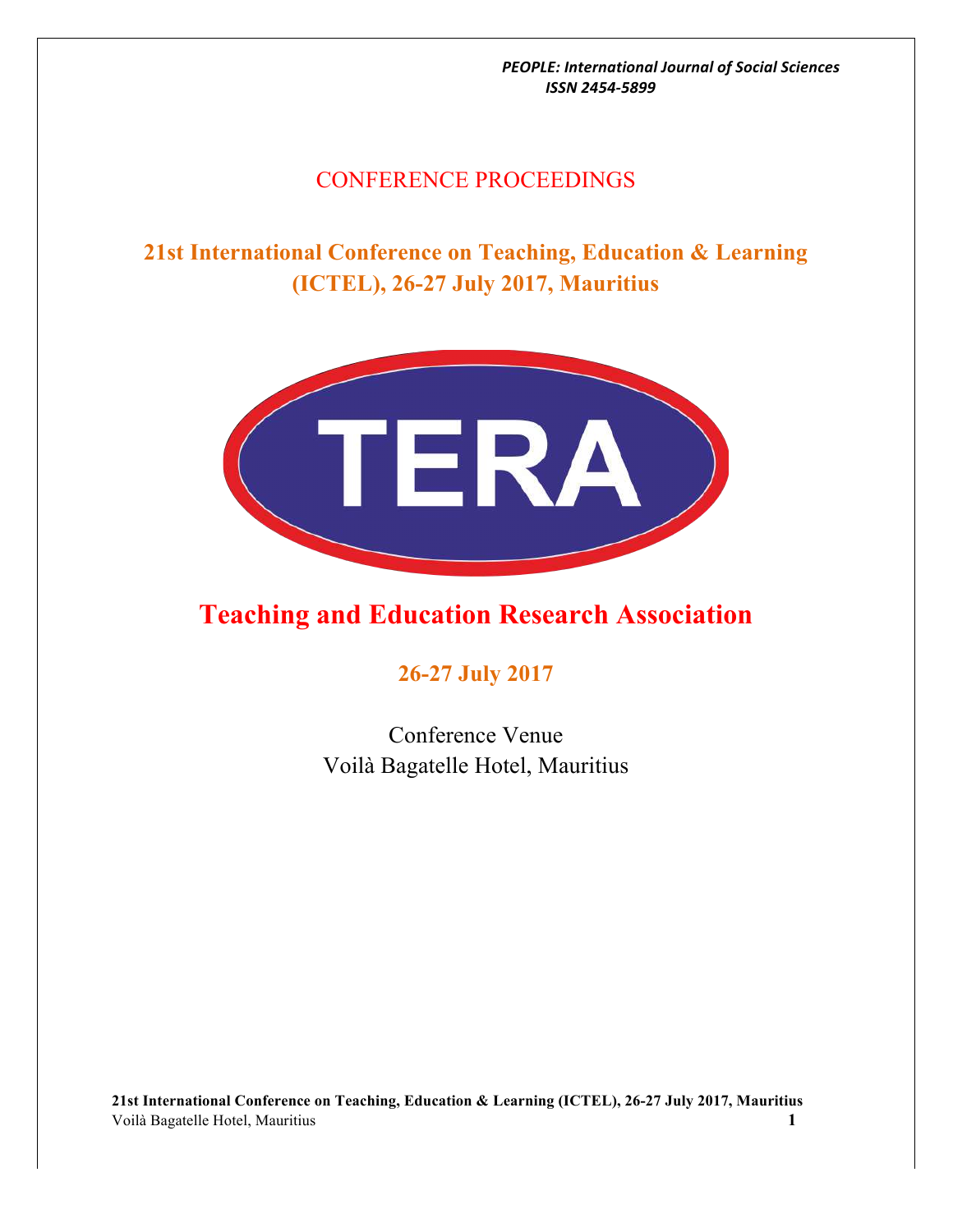*PEOPLE: International Journal of Social Sciences*
*ISSN 2454-5899*

CONFERENCE PROCEEDINGS

# 21st International Conference on Teaching, Education & Learning (ICTEL), 26-27 July 2017, Mauritius

TERA

## Teaching and Education Research Association

**26-27 July 2017**

Conference Venue
Voilà Bagatelle Hotel, Mauritius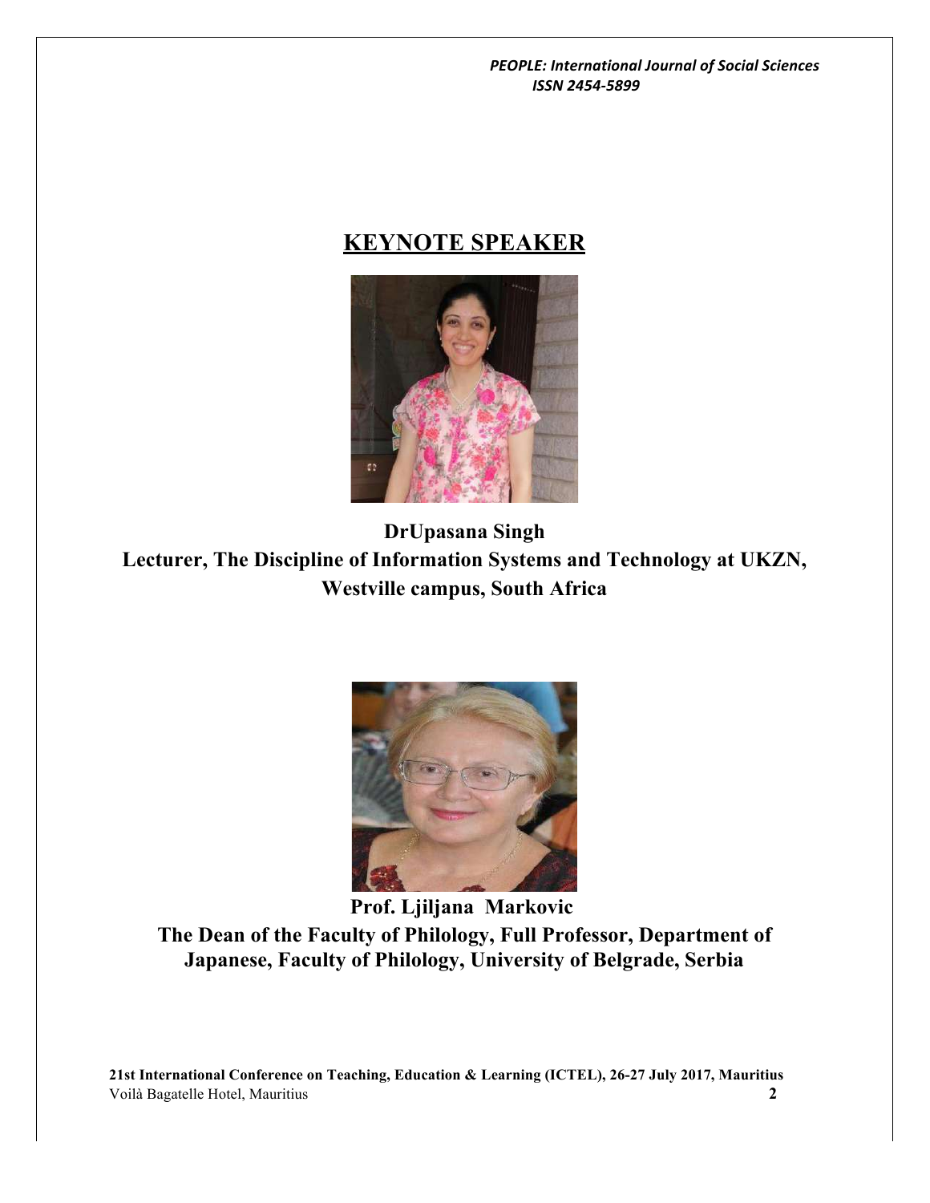## KEYNOTE SPEAKER

**DrUpasana Singh**
**Lecturer, The Discipline of Information Systems and Technology at UKZN, Westville campus, South Africa**

**Prof. Ljiljana Markovic**
**The Dean of the Faculty of Philology, Full Professor, Department of Japanese, Faculty of Philology, University of Belgrade, Serbia**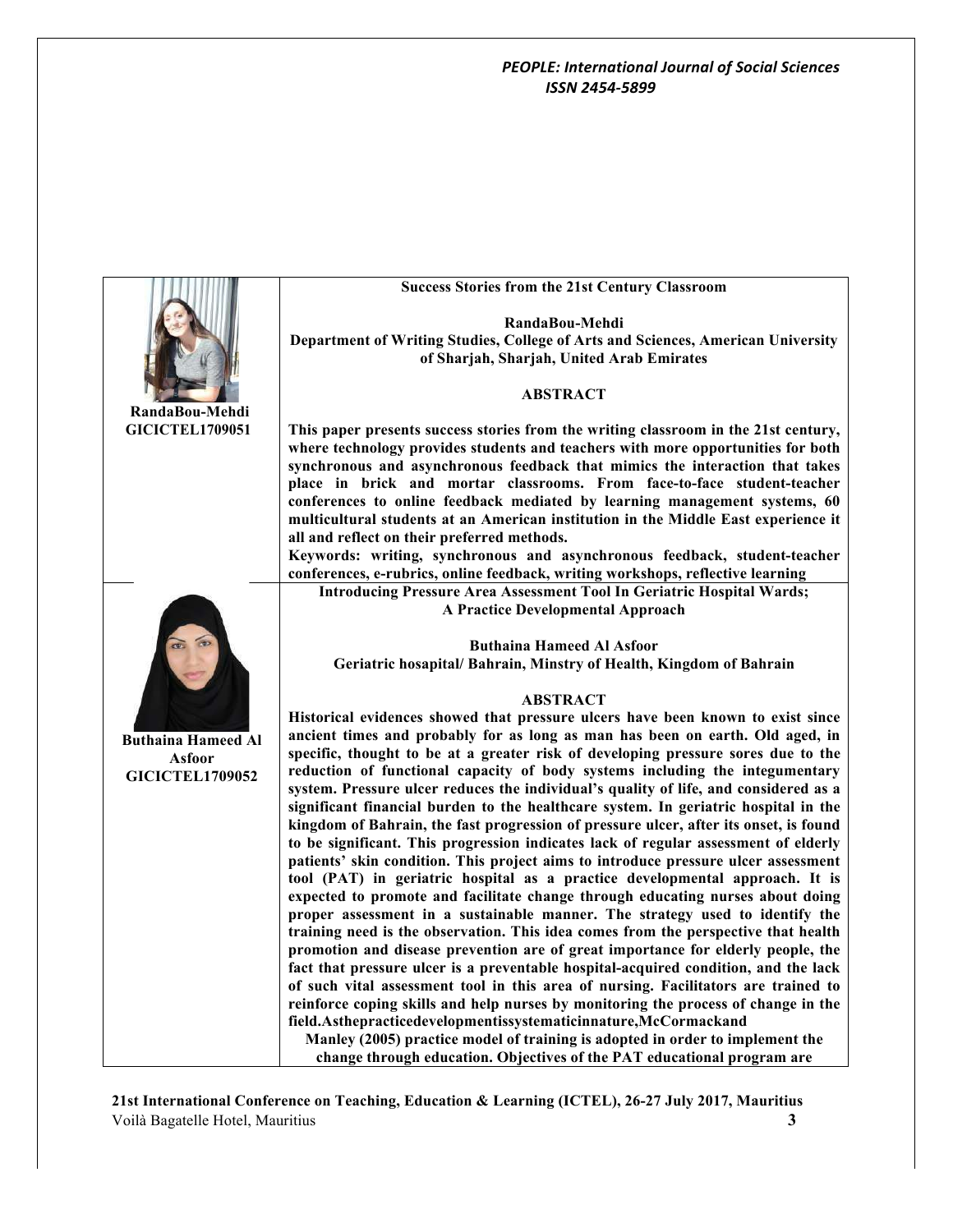**Success Stories from the 21st Century Classroom**

**RandaBou-Mehdi**
**Department of Writing Studies, College of Arts and Sciences, American University of Sharjah, Sharjah, United Arab Emirates**

**RandaBou-Mehdi**
**GICICTEL1709051**

**ABSTRACT**

**This paper presents success stories from the writing classroom in the 21st century, where technology provides students and teachers with more opportunities for both synchronous and asynchronous feedback that mimics the interaction that takes place in brick and mortar classrooms. From face-to-face student-teacher conferences to online feedback mediated by learning management systems, 60 multicultural students at an American institution in the Middle East experience it all and reflect on their preferred methods.**

**Keywords: writing, synchronous and asynchronous feedback, student-teacher conferences, e-rubrics, online feedback, writing workshops, reflective learning**

**Introducing Pressure Area Assessment Tool In Geriatric Hospital Wards; A Practice Developmental Approach**

**Buthaina Hameed Al Asfoor**
**Geriatric hosapital/ Bahrain, Minstry of Health, Kingdom of Bahrain**

**Buthaina Hameed Al Asfoor**
**GICICTEL1709052**

**ABSTRACT**

**Historical evidences showed that pressure ulcers have been known to exist since ancient times and probably for as long as man has been on earth. Old aged, in specific, thought to be at a greater risk of developing pressure sores due to the reduction of functional capacity of body systems including the integumentary system. Pressure ulcer reduces the individual's quality of life, and considered as a significant financial burden to the healthcare system. In geriatric hospital in the kingdom of Bahrain, the fast progression of pressure ulcer, after its onset, is found to be significant. This progression indicates lack of regular assessment of elderly patients' skin condition. This project aims to introduce pressure ulcer assessment tool (PAT) in geriatric hospital as a practice developmental approach. It is expected to promote and facilitate change through educating nurses about doing proper assessment in a sustainable manner. The strategy used to identify the training need is the observation. This idea comes from the perspective that health promotion and disease prevention are of great importance for elderly people, the fact that pressure ulcer is a preventable hospital-acquired condition, and the lack of such vital assessment tool in this area of nursing. Facilitators are trained to reinforce coping skills and help nurses by monitoring the process of change in the field.Asthepracticedevelopmentissystematicinnature,McCormackand Manley (2005) practice model of training is adopted in order to implement the change through education. Objectives of the PAT educational program are**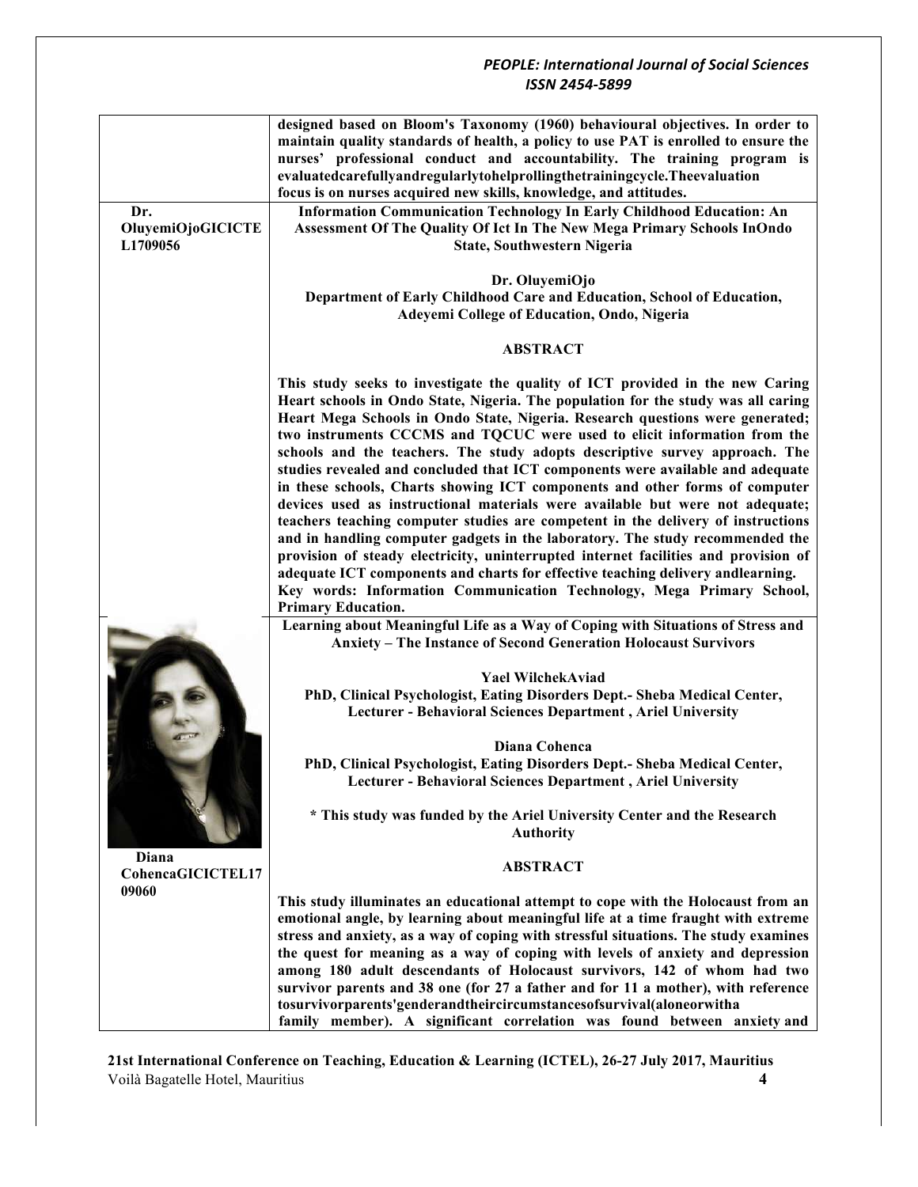designed based on Bloom's Taxonomy (1960) behavioural objectives. In order to maintain quality standards of health, a policy to use PAT is enrolled to ensure the nurses' professional conduct and accountability. The training program is evaluatedcarefullyandregularlytohelprollingthetrainingcycle.Theevaluation focus is on nurses acquired new skills, knowledge, and attitudes.

Dr. OluyemiOjoGICICTEL1709056

## Information Communication Technology In Early Childhood Education: An Assessment Of The Quality Of Ict In The New Mega Primary Schools InOndo State, Southwestern Nigeria

**Dr. OluyemiOjo**
**Department of Early Childhood Care and Education, School of Education, Adeyemi College of Education, Ondo, Nigeria**

### ABSTRACT

This study seeks to investigate the quality of ICT provided in the new Caring Heart schools in Ondo State, Nigeria. The population for the study was all caring Heart Mega Schools in Ondo State, Nigeria. Research questions were generated; two instruments CCCMS and TQCUC were used to elicit information from the schools and the teachers. The study adopts descriptive survey approach. The studies revealed and concluded that ICT components were available and adequate in these schools, Charts showing ICT components and other forms of computer devices used as instructional materials were available but were not adequate; teachers teaching computer studies are competent in the delivery of instructions and in handling computer gadgets in the laboratory. The study recommended the provision of steady electricity, uninterrupted internet facilities and provision of adequate ICT components and charts for effective teaching delivery andlearning.

Key words: Information Communication Technology, Mega Primary School, Primary Education.

Diana CohencaGICICTEL1709060

## Learning about Meaningful Life as a Way of Coping with Situations of Stress and Anxiety – The Instance of Second Generation Holocaust Survivors

**Yael WilchekAviad**
**PhD, Clinical Psychologist, Eating Disorders Dept.- Sheba Medical Center, Lecturer - Behavioral Sciences Department , Ariel University**

**Diana Cohenca**
**PhD, Clinical Psychologist, Eating Disorders Dept.- Sheba Medical Center, Lecturer - Behavioral Sciences Department , Ariel University**

\* This study was funded by the Ariel University Center and the Research Authority

### ABSTRACT

This study illuminates an educational attempt to cope with the Holocaust from an emotional angle, by learning about meaningful life at a time fraught with extreme stress and anxiety, as a way of coping with stressful situations. The study examines the quest for meaning as a way of coping with levels of anxiety and depression among 180 adult descendants of Holocaust survivors, 142 of whom had two survivor parents and 38 one (for 27 a father and for 11 a mother), with reference tosurvivorparents'genderandtheircircumstancesofsurvival(aloneorwitha family member). A significant correlation was found between anxiety and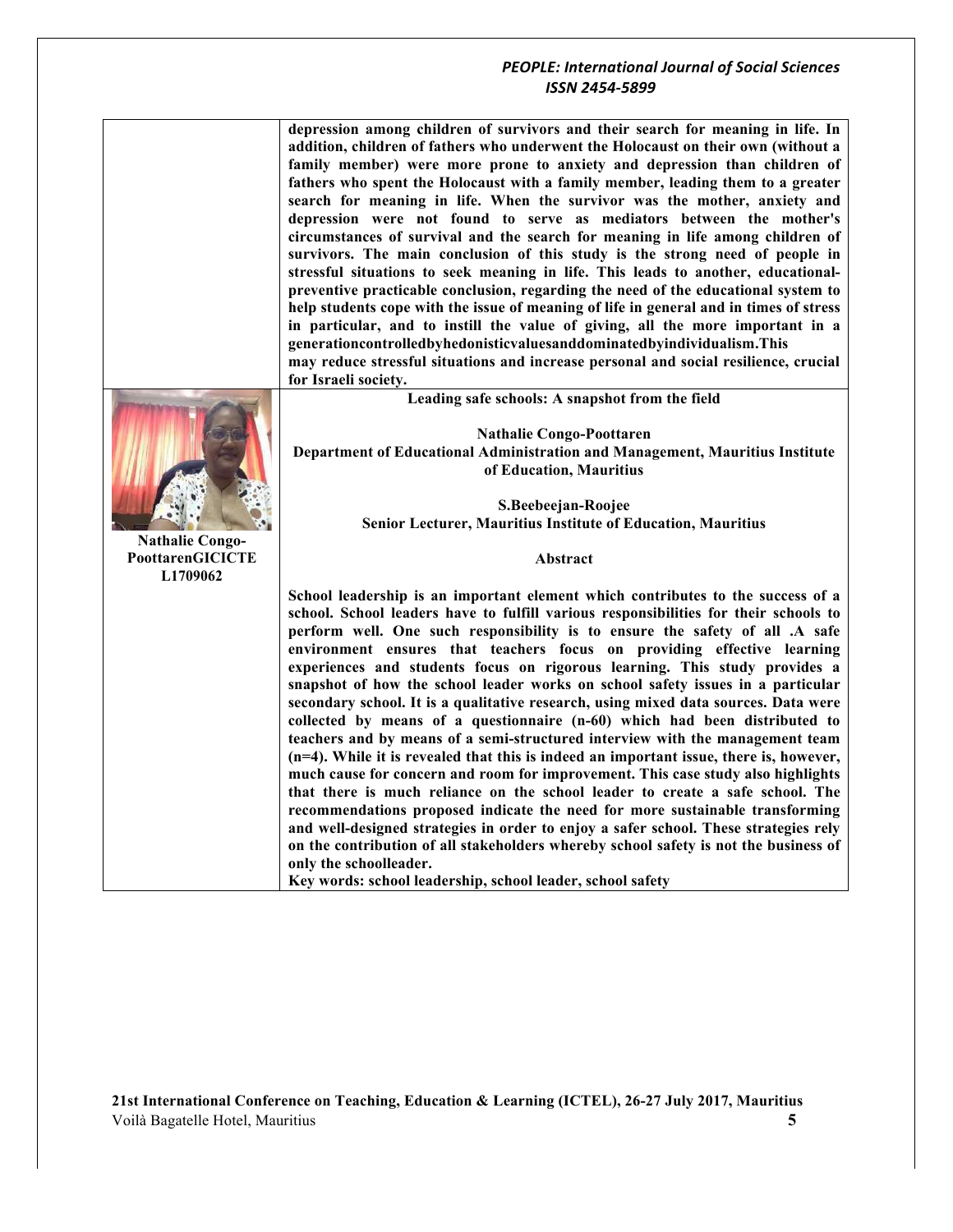**depression among children of survivors and their search for meaning in life. In addition, children of fathers who underwent the Holocaust on their own (without a family member) were more prone to anxiety and depression than children of fathers who spent the Holocaust with a family member, leading them to a greater search for meaning in life. When the survivor was the mother, anxiety and depression were not found to serve as mediators between the mother's circumstances of survival and the search for meaning in life among children of survivors. The main conclusion of this study is the strong need of people in stressful situations to seek meaning in life. This leads to another, educational-preventive practicable conclusion, regarding the need of the educational system to help students cope with the issue of meaning of life in general and in times of stress in particular, and to instill the value of giving, all the more important in a generationcontrolledbyhedonisticvaluesanddominatedbyindividualism.This may reduce stressful situations and increase personal and social resilience, crucial for Israeli society.**

**Nathalie Congo-PoottarenGICICTE L1709062**

**Leading safe schools: A snapshot from the field**

**Nathalie Congo-Poottaren**
**Department of Educational Administration and Management, Mauritius Institute of Education, Mauritius**

**S.Beebeejan-Roojee**
**Senior Lecturer, Mauritius Institute of Education, Mauritius**

**Abstract**

**School leadership is an important element which contributes to the success of a school. School leaders have to fulfill various responsibilities for their schools to perform well. One such responsibility is to ensure the safety of all .A safe environment ensures that teachers focus on providing effective learning experiences and students focus on rigorous learning. This study provides a snapshot of how the school leader works on school safety issues in a particular secondary school. It is a qualitative research, using mixed data sources. Data were collected by means of a questionnaire (n-60) which had been distributed to teachers and by means of a semi-structured interview with the management team (n=4). While it is revealed that this is indeed an important issue, there is, however, much cause for concern and room for improvement. This case study also highlights that there is much reliance on the school leader to create a safe school. The recommendations proposed indicate the need for more sustainable transforming and well-designed strategies in order to enjoy a safer school. These strategies rely on the contribution of all stakeholders whereby school safety is not the business of only the schoolleader.**

**Key words: school leadership, school leader, school safety**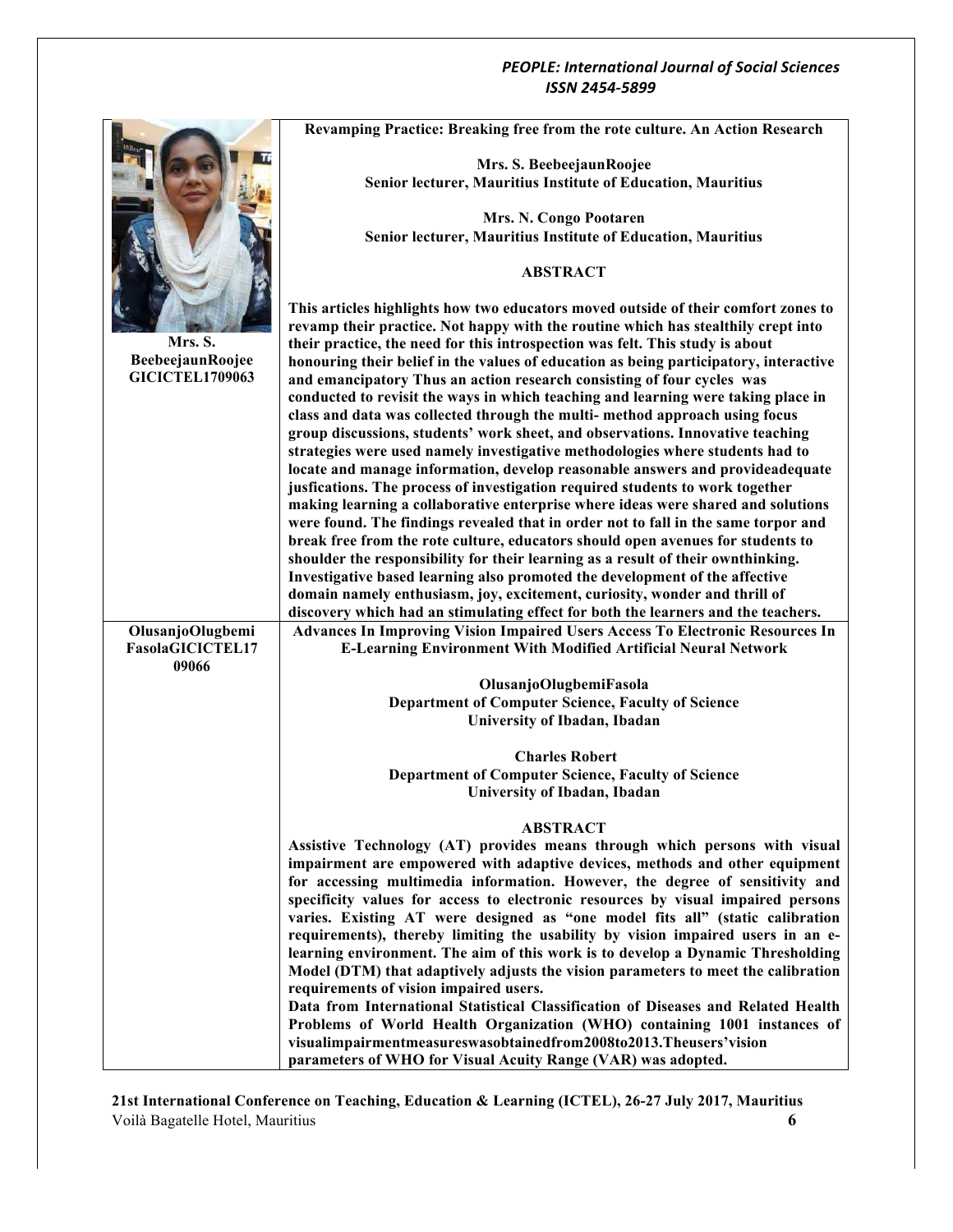| Mrs. S. BeebeejaunRoojee GICICTEL1709063 | **Revamping Practice: Breaking free from the rote culture. An Action Research**<br><br>**Mrs. S. BeebeejaunRoojee**<br>**Senior lecturer, Mauritius Institute of Education, Mauritius**<br><br>**Mrs. N. Congo Pootaren**<br>**Senior lecturer, Mauritius Institute of Education, Mauritius**<br><br>**ABSTRACT**<br><br>**This articles highlights how two educators moved outside of their comfort zones to revamp their practice. Not happy with the routine which has stealthily crept into their practice, the need for this introspection was felt. This study is about honouring their belief in the values of education as being participatory, interactive and emancipatory Thus an action research consisting of four cycles was conducted to revisit the ways in which teaching and learning were taking place in class and data was collected through the multi- method approach using focus group discussions, students' work sheet, and observations. Innovative teaching strategies were used namely investigative methodologies where students had to locate and manage information, develop reasonable answers and provideadequate jusfications. The process of investigation required students to work together making learning a collaborative enterprise where ideas were shared and solutions were found. The findings revealed that in order not to fall in the same torpor and break free from the rote culture, educators should open avenues for students to shoulder the responsibility for their learning as a result of their ownthinking. Investigative based learning also promoted the development of the affective domain namely enthusiasm, joy, excitement, curiosity, wonder and thrill of discovery which had an stimulating effect for both the learners and the teachers.** |
|---|---|
| OlusanjoOlugbemi FasolaGICICTEL17 09066 | **Advances In Improving Vision Impaired Users Access To Electronic Resources In E-Learning Environment With Modified Artificial Neural Network**<br><br>**OlusanjoOlugbemiFasola**<br>**Department of Computer Science, Faculty of Science**<br>**University of Ibadan, Ibadan**<br><br>**Charles Robert**<br>**Department of Computer Science, Faculty of Science**<br>**University of Ibadan, Ibadan**<br><br>**ABSTRACT**<br>**Assistive Technology (AT) provides means through which persons with visual impairment are empowered with adaptive devices, methods and other equipment for accessing multimedia information. However, the degree of sensitivity and specificity values for access to electronic resources by visual impaired persons varies. Existing AT were designed as "one model fits all" (static calibration requirements), thereby limiting the usability by vision impaired users in an e-learning environment. The aim of this work is to develop a Dynamic Thresholding Model (DTM) that adaptively adjusts the vision parameters to meet the calibration requirements of vision impaired users.**<br>**Data from International Statistical Classification of Diseases and Related Health Problems of World Health Organization (WHO) containing 1001 instances of visualimpairmentmeasureswasobtainedfrom2008to2013.Theusers'vision parameters of WHO for Visual Acuity Range (VAR) was adopted.** |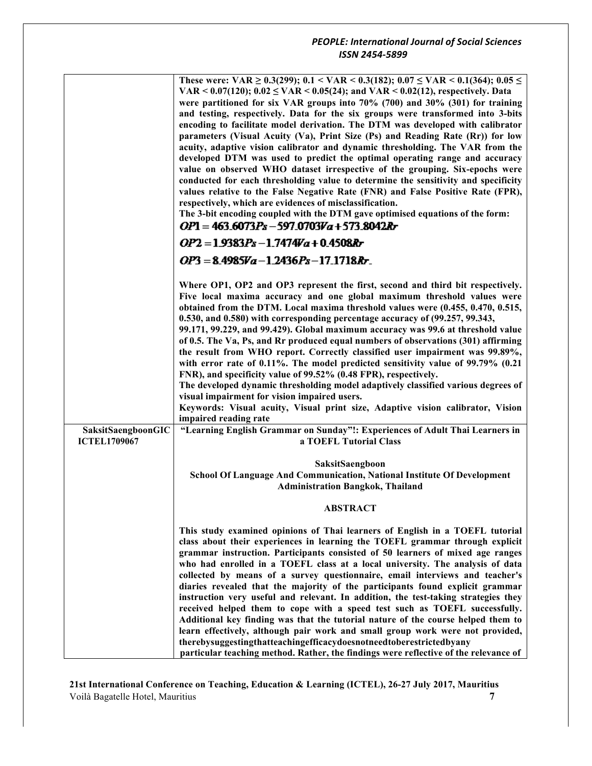| | |
|---|---|
| | **These were: VAR ≥ 0.3(299); 0.1 < VAR < 0.3(182); 0.07 ≤ VAR < 0.1(364); 0.05 ≤ VAR < 0.07(120); 0.02 ≤ VAR < 0.05(24); and VAR < 0.02(12), respectively. Data were partitioned for six VAR groups into 70% (700) and 30% (301) for training and testing, respectively. Data for the six groups were transformed into 3-bits encoding to facilitate model derivation. The DTM was developed with calibrator parameters (Visual Acuity (Va), Print Size (Ps) and Reading Rate (Rr)) for low acuity, adaptive vision calibrator and dynamic thresholding. The VAR from the developed DTM was used to predict the optimal operating range and accuracy value on observed WHO dataset irrespective of the grouping. Six-epochs were conducted for each thresholding value to determine the sensitivity and specificity values relative to the False Negative Rate (FNR) and False Positive Rate (FPR), respectively, which are evidences of misclassification.**<br>**The 3-bit encoding coupled with the DTM gave optimised equations of the form:**<br>$OP1 = 463.6073Ps - 597.0703Va + 573.8042Rr$<br>$OP2 = 1.9383Ps - 1.7474Va + 0.4508Rr$<br>$OP3 = 8.4985Va - 1.2436Ps - 17.1718Rr$.<br><br>**Where OP1, OP2 and OP3 represent the first, second and third bit respectively. Five local maxima accuracy and one global maximum threshold values were obtained from the DTM. Local maxima threshold values were (0.455, 0.470, 0.515, 0.530, and 0.580) with corresponding percentage accuracy of (99.257, 99.343, 99.171, 99.229, and 99.429). Global maximum accuracy was 99.6 at threshold value of 0.5. The Va, Ps, and Rr produced equal numbers of observations (301) affirming the result from WHO report. Correctly classified user impairment was 99.89%, with error rate of 0.11%. The model predicted sensitivity value of 99.79% (0.21 FNR), and specificity value of 99.52% (0.48 FPR), respectively.**<br>**The developed dynamic thresholding model adaptively classified various degrees of visual impairment for vision impaired users.**<br>**Keywords: Visual acuity, Visual print size, Adaptive vision calibrator, Vision impaired reading rate** |
| **SaksitSaengboonGIC ICTEL1709067** | **"Learning English Grammar on Sunday"!: Experiences of Adult Thai Learners in a TOEFL Tutorial Class**<br><br>**SaksitSaengboon**<br>**School Of Language And Communication, National Institute Of Development Administration Bangkok, Thailand**<br><br>**ABSTRACT**<br><br>**This study examined opinions of Thai learners of English in a TOEFL tutorial class about their experiences in learning the TOEFL grammar through explicit grammar instruction. Participants consisted of 50 learners of mixed age ranges who had enrolled in a TOEFL class at a local university. The analysis of data collected by means of a survey questionnaire, email interviews and teacher's diaries revealed that the majority of the participants found explicit grammar instruction very useful and relevant. In addition, the test-taking strategies they received helped them to cope with a speed test such as TOEFL successfully. Additional key finding was that the tutorial nature of the course helped them to learn effectively, although pair work and small group work were not provided, therebysuggestingthatteachingefficacydoesnotneedtoberestrictedbyany particular teaching method. Rather, the findings were reflective of the relevance of** |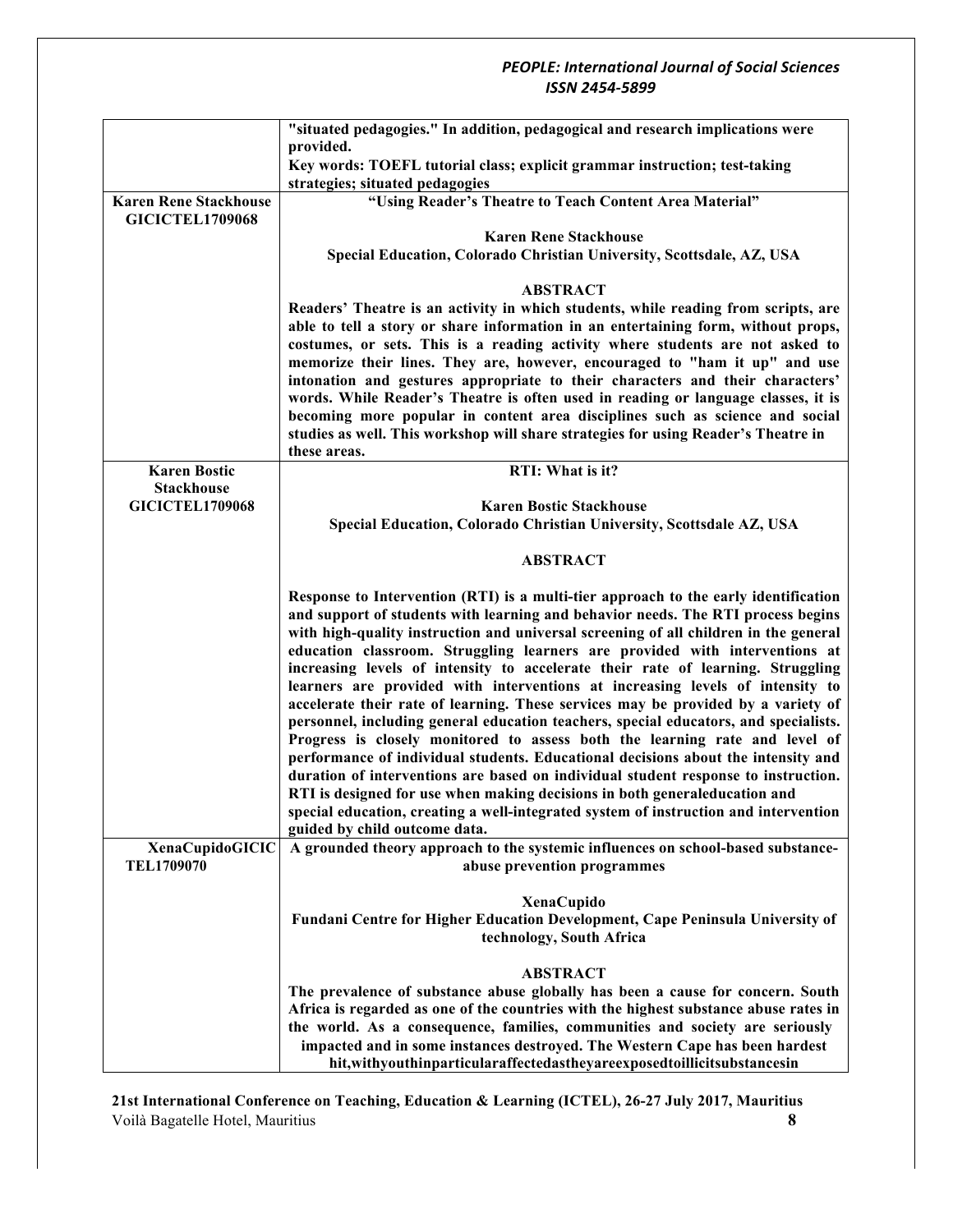| | |
|---|---|
| | **"situated pedagogies." In addition, pedagogical and research implications were provided.**<br>**Key words: TOEFL tutorial class; explicit grammar instruction; test-taking strategies; situated pedagogies** |
| **Karen Rene Stackhouse GICICTEL1709068** | **"Using Reader's Theatre to Teach Content Area Material"**<br><br>**Karen Rene Stackhouse**<br>**Special Education, Colorado Christian University, Scottsdale, AZ, USA**<br><br>**ABSTRACT**<br>**Readers' Theatre is an activity in which students, while reading from scripts, are able to tell a story or share information in an entertaining form, without props, costumes, or sets. This is a reading activity where students are not asked to memorize their lines. They are, however, encouraged to "ham it up" and use intonation and gestures appropriate to their characters and their characters' words. While Reader's Theatre is often used in reading or language classes, it is becoming more popular in content area disciplines such as science and social studies as well. This workshop will share strategies for using Reader's Theatre in these areas.** |
| **Karen Bostic Stackhouse GICICTEL1709068** | **RTI: What is it?**<br><br>**Karen Bostic Stackhouse**<br>**Special Education, Colorado Christian University, Scottsdale AZ, USA**<br><br>**ABSTRACT**<br><br>**Response to Intervention (RTI) is a multi-tier approach to the early identification and support of students with learning and behavior needs. The RTI process begins with high-quality instruction and universal screening of all children in the general education classroom. Struggling learners are provided with interventions at increasing levels of intensity to accelerate their rate of learning. Struggling learners are provided with interventions at increasing levels of intensity to accelerate their rate of learning. These services may be provided by a variety of personnel, including general education teachers, special educators, and specialists. Progress is closely monitored to assess both the learning rate and level of performance of individual students. Educational decisions about the intensity and duration of interventions are based on individual student response to instruction. RTI is designed for use when making decisions in both generaleducation and special education, creating a well-integrated system of instruction and intervention guided by child outcome data.** |
| **XenaCupidoGICICTEL1709070** | **A grounded theory approach to the systemic influences on school-based substance-abuse prevention programmes**<br><br>**XenaCupido**<br>**Fundani Centre for Higher Education Development, Cape Peninsula University of technology, South Africa**<br><br>**ABSTRACT**<br>**The prevalence of substance abuse globally has been a cause for concern. South Africa is regarded as one of the countries with the highest substance abuse rates in the world. As a consequence, families, communities and society are seriously impacted and in some instances destroyed. The Western Cape has been hardest hit,withyouthinparticularaffectedastheyareexposedtoillicitsubstancesin** |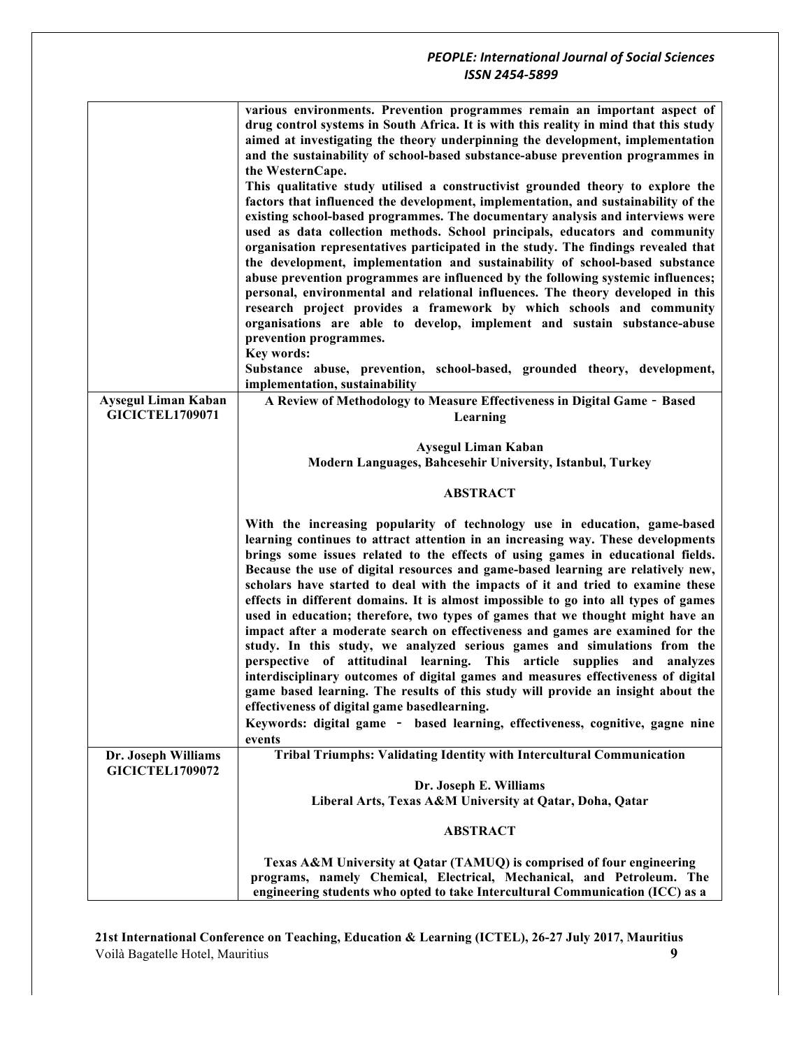| | |
|---|---|
| | **various environments. Prevention programmes remain an important aspect of drug control systems in South Africa. It is with this reality in mind that this study aimed at investigating the theory underpinning the development, implementation and the sustainability of school-based substance-abuse prevention programmes in the WesternCape.**<br>**This qualitative study utilised a constructivist grounded theory to explore the factors that influenced the development, implementation, and sustainability of the existing school-based programmes. The documentary analysis and interviews were used as data collection methods. School principals, educators and community organisation representatives participated in the study. The findings revealed that the development, implementation and sustainability of school-based substance abuse prevention programmes are influenced by the following systemic influences; personal, environmental and relational influences. The theory developed in this research project provides a framework by which schools and community organisations are able to develop, implement and sustain substance-abuse prevention programmes.**<br>**Key words:**<br>**Substance abuse, prevention, school-based, grounded theory, development, implementation, sustainability** |
| **Aysegul Liman Kaban**<br>**GICICTEL1709071** | **A Review of Methodology to Measure Effectiveness in Digital Game - Based Learning**<br><br>**Aysegul Liman Kaban**<br>**Modern Languages, Bahcesehir University, Istanbul, Turkey**<br><br>**ABSTRACT**<br><br>**With the increasing popularity of technology use in education, game-based learning continues to attract attention in an increasing way. These developments brings some issues related to the effects of using games in educational fields. Because the use of digital resources and game-based learning are relatively new, scholars have started to deal with the impacts of it and tried to examine these effects in different domains. It is almost impossible to go into all types of games used in education; therefore, two types of games that we thought might have an impact after a moderate search on effectiveness and games are examined for the study. In this study, we analyzed serious games and simulations from the perspective of attitudinal learning. This article supplies and analyzes interdisciplinary outcomes of digital games and measures effectiveness of digital game based learning. The results of this study will provide an insight about the effectiveness of digital game basedlearning.**<br>**Keywords: digital game - based learning, effectiveness, cognitive, gagne nine events** |
| **Dr. Joseph Williams**<br>**GICICTEL1709072** | **Tribal Triumphs: Validating Identity with Intercultural Communication**<br><br>**Dr. Joseph E. Williams**<br>**Liberal Arts, Texas A&M University at Qatar, Doha, Qatar**<br><br>**ABSTRACT**<br><br>**Texas A&M University at Qatar (TAMUQ) is comprised of four engineering programs, namely Chemical, Electrical, Mechanical, and Petroleum. The engineering students who opted to take Intercultural Communication (ICC) as a** |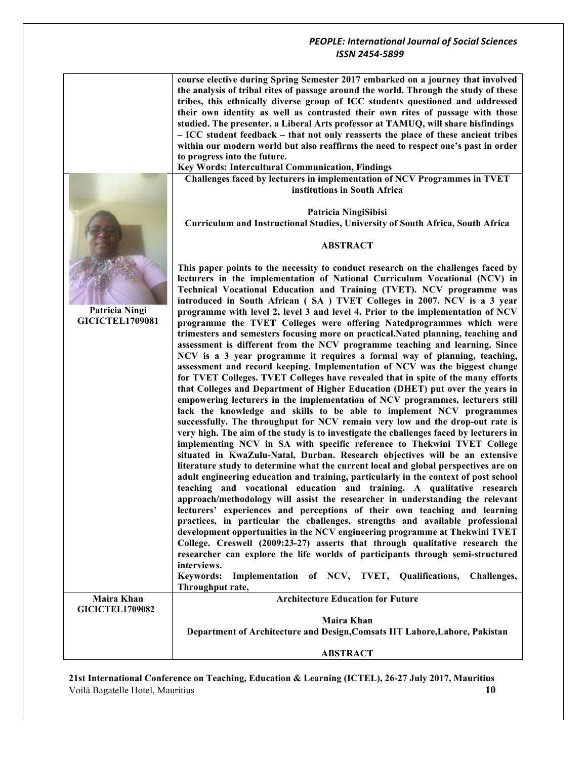course elective during Spring Semester 2017 embarked on a journey that involved the analysis of tribal rites of passage around the world. Through the study of these tribes, this ethnically diverse group of ICC students questioned and addressed their own identity as well as contrasted their own rites of passage with those studied. The presenter, a Liberal Arts professor at TAMUQ, will share hisfindings – ICC student feedback – that not only reasserts the place of these ancient tribes within our modern world but also reaffirms the need to respect one's past in order to progress into the future.

**Key Words: Intercultural Communication, Findings**

**Patricia Ningi**
**GICICTEL1709081**

## Challenges faced by lecturers in implementation of NCV Programmes in TVET institutions in South Africa

**Patricia NingiSibisi**

**Curriculum and Instructional Studies, University of South Africa, South Africa**

### ABSTRACT

This paper points to the necessity to conduct research on the challenges faced by lecturers in the implementation of National Curriculum Vocational (NCV) in Technical Vocational Education and Training (TVET). NCV programme was introduced in South African ( SA ) TVET Colleges in 2007. NCV is a 3 year programme with level 2, level 3 and level 4. Prior to the implementation of NCV programme the TVET Colleges were offering Natedprogrammes which were trimesters and semesters focusing more on practical.Nated planning, teaching and assessment is different from the NCV programme teaching and learning. Since NCV is a 3 year programme it requires a formal way of planning, teaching, assessment and record keeping. Implementation of NCV was the biggest change for TVET Colleges. TVET Colleges have revealed that in spite of the many efforts that Colleges and Department of Higher Education (DHET) put over the years in empowering lecturers in the implementation of NCV programmes, lecturers still lack the knowledge and skills to be able to implement NCV programmes successfully. The throughput for NCV remain very low and the drop-out rate is very high. The aim of the study is to investigate the challenges faced by lecturers in implementing NCV in SA with specific reference to Thekwini TVET College situated in KwaZulu-Natal, Durban. Research objectives will be an extensive literature study to determine what the current local and global perspectives are on adult engineering education and training, particularly in the context of post school teaching and vocational education and training. A qualitative research approach/methodology will assist the researcher in understanding the relevant lecturers' experiences and perceptions of their own teaching and learning practices, in particular the challenges, strengths and available professional development opportunities in the NCV engineering programme at Thekwini TVET College. Creswell (2009:23-27) asserts that through qualitative research the researcher can explore the life worlds of participants through semi-structured interviews.

**Keywords: Implementation of NCV, TVET, Qualifications, Challenges, Throughput rate,**

**Maira Khan**
**GICICTEL1709082**

## Architecture Education for Future

**Maira Khan**

**Department of Architecture and Design,Comsats IIT Lahore,Lahore, Pakistan**

### ABSTRACT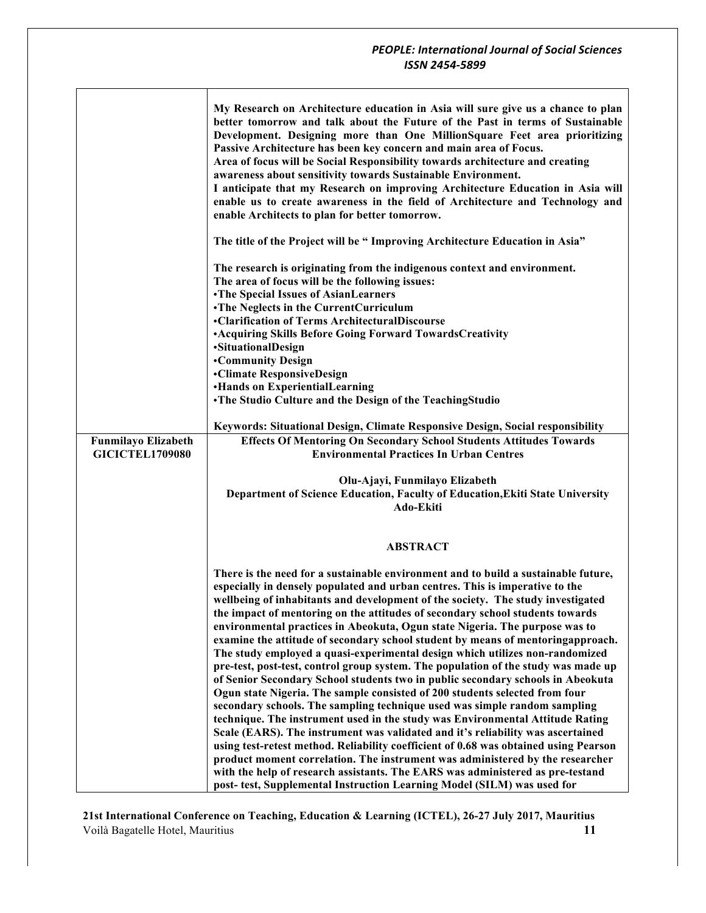|  |  |
|---|---|
|  | **My Research on Architecture education in Asia will sure give us a chance to plan better tomorrow and talk about the Future of the Past in terms of Sustainable Development. Designing more than One MillionSquare Feet area prioritizing Passive Architecture has been key concern and main area of Focus.**<br>**Area of focus will be Social Responsibility towards architecture and creating awareness about sensitivity towards Sustainable Environment.**<br>**I anticipate that my Research on improving Architecture Education in Asia will enable us to create awareness in the field of Architecture and Technology and enable Architects to plan for better tomorrow.**<br><br>**The title of the Project will be " Improving Architecture Education in Asia"**<br><br>**The research is originating from the indigenous context and environment.**<br>**The area of focus will be the following issues:**<br>**•The Special Issues of AsianLearners**<br>**•The Neglects in the CurrentCurriculum**<br>**•Clarification of Terms ArchitecturalDiscourse**<br>**•Acquiring Skills Before Going Forward TowardsCreativity**<br>**•SituationalDesign**<br>**•Community Design**<br>**•Climate ResponsiveDesign**<br>**•Hands on ExperientialLearning**<br>**•The Studio Culture and the Design of the TeachingStudio**<br><br>**Keywords: Situational Design, Climate Responsive Design, Social responsibility** |
| **Funmilayo Elizabeth GICICTEL1709080** | **Effects Of Mentoring On Secondary School Students Attitudes Towards Environmental Practices In Urban Centres**<br><br>**Olu-Ajayi, Funmilayo Elizabeth**<br>**Department of Science Education, Faculty of Education,Ekiti State University Ado-Ekiti**<br><br>**ABSTRACT**<br><br>**There is the need for a sustainable environment and to build a sustainable future, especially in densely populated and urban centres. This is imperative to the wellbeing of inhabitants and development of the society. The study investigated the impact of mentoring on the attitudes of secondary school students towards environmental practices in Abeokuta, Ogun state Nigeria. The purpose was to examine the attitude of secondary school student by means of mentoringapproach. The study employed a quasi-experimental design which utilizes non-randomized pre-test, post-test, control group system. The population of the study was made up of Senior Secondary School students two in public secondary schools in Abeokuta Ogun state Nigeria. The sample consisted of 200 students selected from four secondary schools. The sampling technique used was simple random sampling technique. The instrument used in the study was Environmental Attitude Rating Scale (EARS). The instrument was validated and it's reliability was ascertained using test-retest method. Reliability coefficient of 0.68 was obtained using Pearson product moment correlation. The instrument was administered by the researcher with the help of research assistants. The EARS was administered as pre-testand post- test, Supplemental Instruction Learning Model (SILM) was used for** |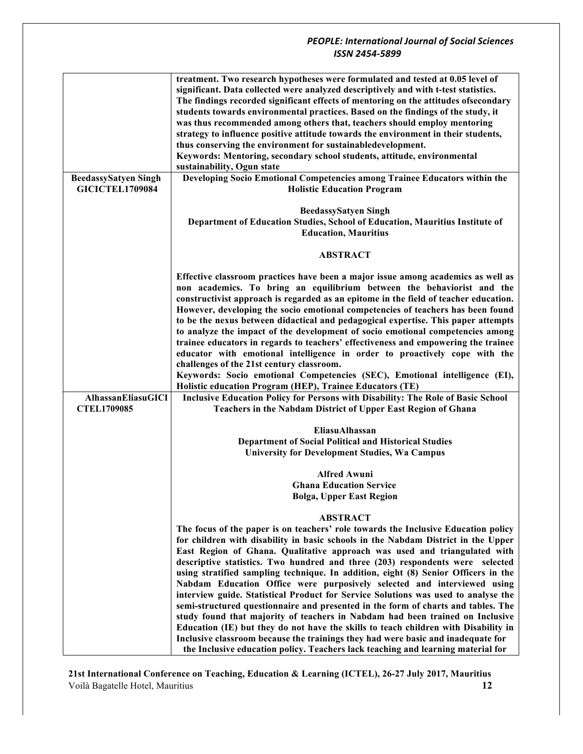| | |
|---|---|
| | **treatment. Two research hypotheses were formulated and tested at 0.05 level of significant. Data collected were analyzed descriptively and with t-test statistics. The findings recorded significant effects of mentoring on the attitudes ofsecondary students towards environmental practices. Based on the findings of the study, it was thus recommended among others that, teachers should employ mentoring strategy to influence positive attitude towards the environment in their students, thus conserving the environment for sustainabledevelopment.**<br>**Keywords: Mentoring, secondary school students, attitude, environmental sustainability, Ogun state** |
| **BeedassySatyen Singh GICICTEL1709084** | **Developing Socio Emotional Competencies among Trainee Educators within the Holistic Education Program**<br><br>**BeedassySatyen Singh**<br>**Department of Education Studies, School of Education, Mauritius Institute of Education, Mauritius**<br><br>**ABSTRACT**<br><br>**Effective classroom practices have been a major issue among academics as well as non academics. To bring an equilibrium between the behaviorist and the constructivist approach is regarded as an epitome in the field of teacher education. However, developing the socio emotional competencies of teachers has been found to be the nexus between didactical and pedagogical expertise. This paper attempts to analyze the impact of the development of socio emotional competencies among trainee educators in regards to teachers' effectiveness and empowering the trainee educator with emotional intelligence in order to proactively cope with the challenges of the 21st century classroom.**<br>**Keywords: Socio emotional Competencies (SEC), Emotional intelligence (EI), Holistic education Program (HEP), Trainee Educators (TE)** |
| **AlhassanEliasuGICI CTEL1709085** | **Inclusive Education Policy for Persons with Disability: The Role of Basic School Teachers in the Nabdam District of Upper East Region of Ghana**<br><br>**EliasuAlhassan**<br>**Department of Social Political and Historical Studies**<br>**University for Development Studies, Wa Campus**<br><br>**Alfred Awuni**<br>**Ghana Education Service**<br>**Bolga, Upper East Region**<br><br>**ABSTRACT**<br>**The focus of the paper is on teachers' role towards the Inclusive Education policy for children with disability in basic schools in the Nabdam District in the Upper East Region of Ghana. Qualitative approach was used and triangulated with descriptive statistics. Two hundred and three (203) respondents were selected using stratified sampling technique. In addition, eight (8) Senior Officers in the Nabdam Education Office were purposively selected and interviewed using interview guide. Statistical Product for Service Solutions was used to analyse the semi-structured questionnaire and presented in the form of charts and tables. The study found that majority of teachers in Nabdam had been trained on Inclusive Education (IE) but they do not have the skills to teach children with Disability in Inclusive classroom because the trainings they had were basic and inadequate for the Inclusive education policy. Teachers lack teaching and learning material for** |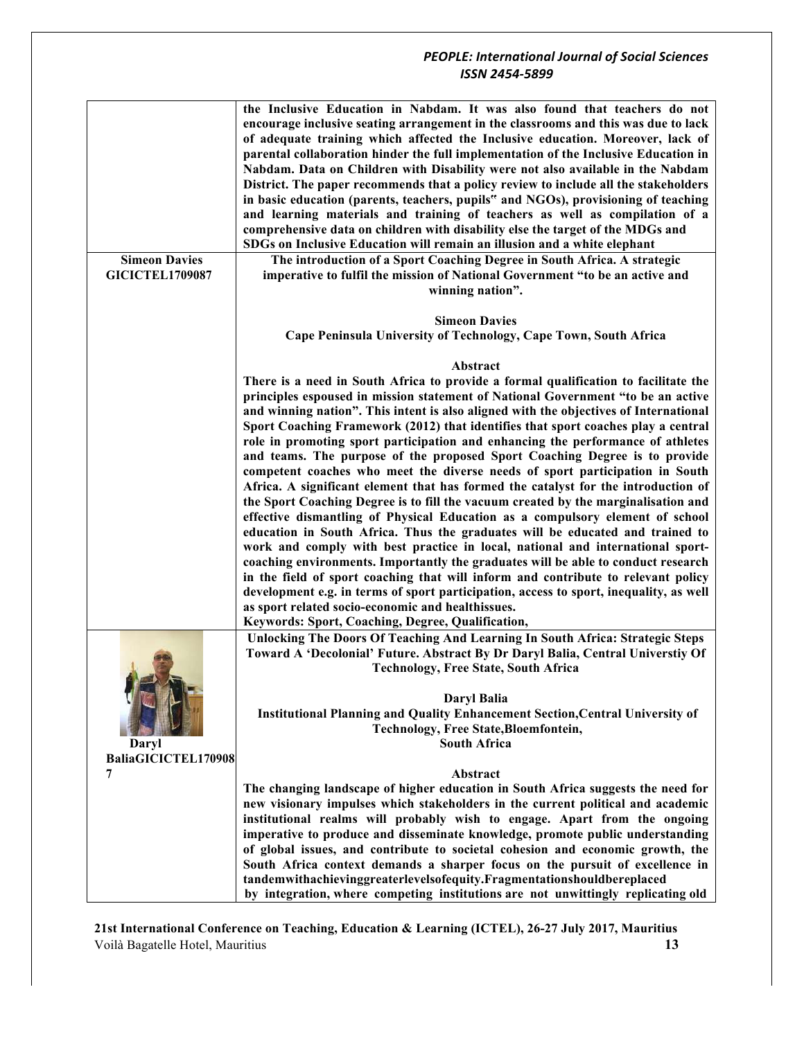the Inclusive Education in Nabdam. It was also found that teachers do not encourage inclusive seating arrangement in the classrooms and this was due to lack of adequate training which affected the Inclusive education. Moreover, lack of parental collaboration hinder the full implementation of the Inclusive Education in Nabdam. Data on Children with Disability were not also available in the Nabdam District. The paper recommends that a policy review to include all the stakeholders in basic education (parents, teachers, pupils‟ and NGOs), provisioning of teaching and learning materials and training of teachers as well as compilation of a comprehensive data on children with disability else the target of the MDGs and SDGs on Inclusive Education will remain an illusion and a white elephant

| | |
|---|---|
| **Simeon Davies GICICTEL1709087** | **The introduction of a Sport Coaching Degree in South Africa. A strategic imperative to fulfil the mission of National Government "to be an active and winning nation".**<br><br>**Simeon Davies**<br>**Cape Peninsula University of Technology, Cape Town, South Africa**<br><br>**Abstract**<br>There is a need in South Africa to provide a formal qualification to facilitate the principles espoused in mission statement of National Government "to be an active and winning nation". This intent is also aligned with the objectives of International Sport Coaching Framework (2012) that identifies that sport coaches play a central role in promoting sport participation and enhancing the performance of athletes and teams. The purpose of the proposed Sport Coaching Degree is to provide competent coaches who meet the diverse needs of sport participation in South Africa. A significant element that has formed the catalyst for the introduction of the Sport Coaching Degree is to fill the vacuum created by the marginalisation and effective dismantling of Physical Education as a compulsory element of school education in South Africa. Thus the graduates will be educated and trained to work and comply with best practice in local, national and international sport-coaching environments. Importantly the graduates will be able to conduct research in the field of sport coaching that will inform and contribute to relevant policy development e.g. in terms of sport participation, access to sport, inequality, as well as sport related socio-economic and healthissues.<br>Keywords: Sport, Coaching, Degree, Qualification, |
| **Daryl BaliaGICICTEL1709087** | **Unlocking The Doors Of Teaching And Learning In South Africa: Strategic Steps Toward A 'Decolonial' Future. Abstract By Dr Daryl Balia, Central Universtiy Of Technology, Free State, South Africa**<br><br>**Daryl Balia**<br>**Institutional Planning and Quality Enhancement Section,Central University of Technology, Free State,Bloemfontein, South Africa**<br><br>**Abstract**<br>The changing landscape of higher education in South Africa suggests the need for new visionary impulses which stakeholders in the current political and academic institutional realms will probably wish to engage. Apart from the ongoing imperative to produce and disseminate knowledge, promote public understanding of global issues, and contribute to societal cohesion and economic growth, the South Africa context demands a sharper focus on the pursuit of excellence in tandemwithachievinggreaterlevelsofequity.Fragmentationshouldbereplaced by integration, where competing institutions are not unwittingly replicating old |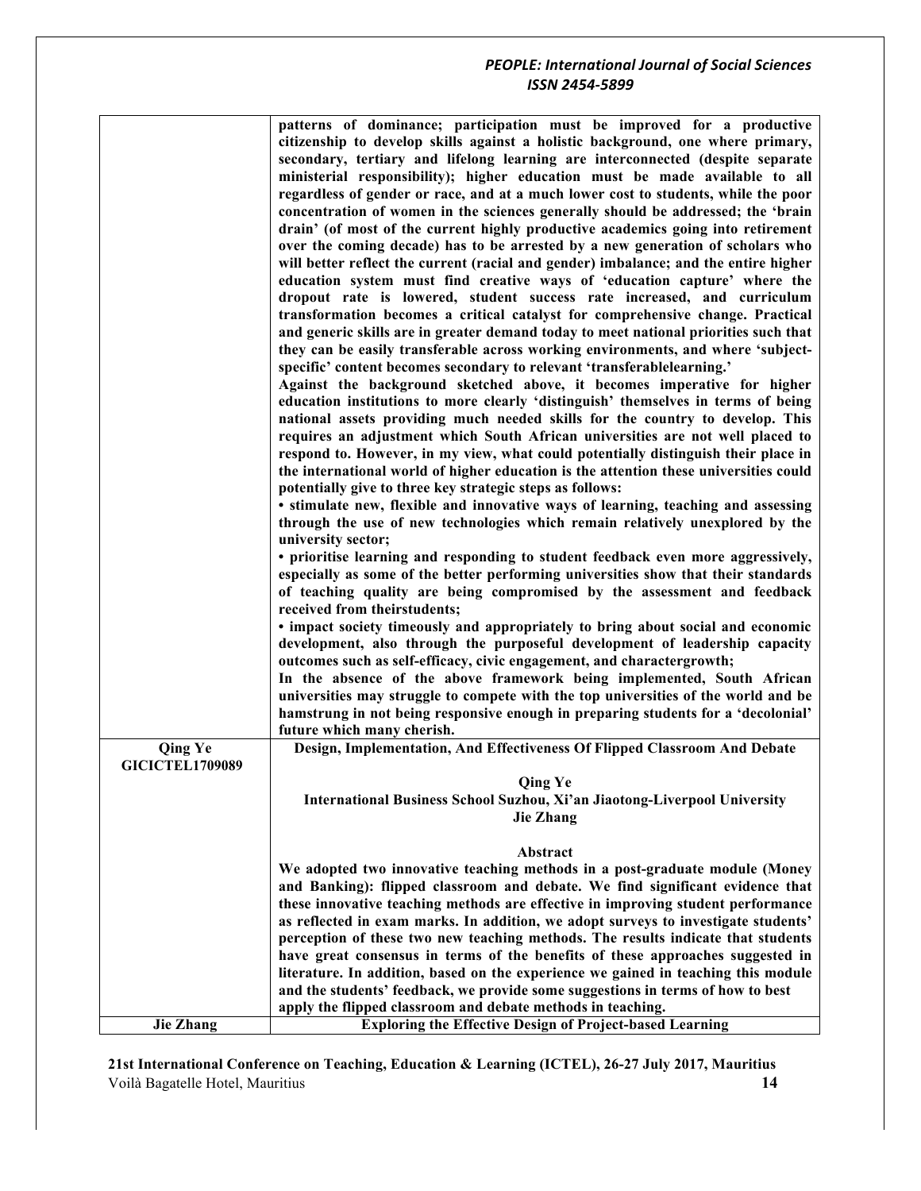| | |
|---|---|
| | **patterns of dominance; participation must be improved for a productive citizenship to develop skills against a holistic background, one where primary, secondary, tertiary and lifelong learning are interconnected (despite separate ministerial responsibility); higher education must be made available to all regardless of gender or race, and at a much lower cost to students, while the poor concentration of women in the sciences generally should be addressed; the 'brain drain' (of most of the current highly productive academics going into retirement over the coming decade) has to be arrested by a new generation of scholars who will better reflect the current (racial and gender) imbalance; and the entire higher education system must find creative ways of 'education capture' where the dropout rate is lowered, student success rate increased, and curriculum transformation becomes a critical catalyst for comprehensive change. Practical and generic skills are in greater demand today to meet national priorities such that they can be easily transferable across working environments, and where 'subject-specific' content becomes secondary to relevant 'transferablelearning.'**<br>**Against the background sketched above, it becomes imperative for higher education institutions to more clearly 'distinguish' themselves in terms of being national assets providing much needed skills for the country to develop. This requires an adjustment which South African universities are not well placed to respond to. However, in my view, what could potentially distinguish their place in the international world of higher education is the attention these universities could potentially give to three key strategic steps as follows:**<br>**• stimulate new, flexible and innovative ways of learning, teaching and assessing through the use of new technologies which remain relatively unexplored by the university sector;**<br>**• prioritise learning and responding to student feedback even more aggressively, especially as some of the better performing universities show that their standards of teaching quality are being compromised by the assessment and feedback received from theirstudents;**<br>**• impact society timeously and appropriately to bring about social and economic development, also through the purposeful development of leadership capacity outcomes such as self-efficacy, civic engagement, and charactergrowth;**<br>**In the absence of the above framework being implemented, South African universities may struggle to compete with the top universities of the world and be hamstrung in not being responsive enough in preparing students for a 'decolonial' future which many cherish.** |
| **Qing Ye**<br>**GICICTEL1709089** | **Design, Implementation, And Effectiveness Of Flipped Classroom And Debate**<br><br>**Qing Ye**<br>**International Business School Suzhou, Xi'an Jiaotong-Liverpool University**<br>**Jie Zhang**<br><br>**Abstract**<br>**We adopted two innovative teaching methods in a post-graduate module (Money and Banking): flipped classroom and debate. We find significant evidence that these innovative teaching methods are effective in improving student performance as reflected in exam marks. In addition, we adopt surveys to investigate students' perception of these two new teaching methods. The results indicate that students have great consensus in terms of the benefits of these approaches suggested in literature. In addition, based on the experience we gained in teaching this module and the students' feedback, we provide some suggestions in terms of how to best apply the flipped classroom and debate methods in teaching.** |
| **Jie Zhang** | **Exploring the Effective Design of Project-based Learning** |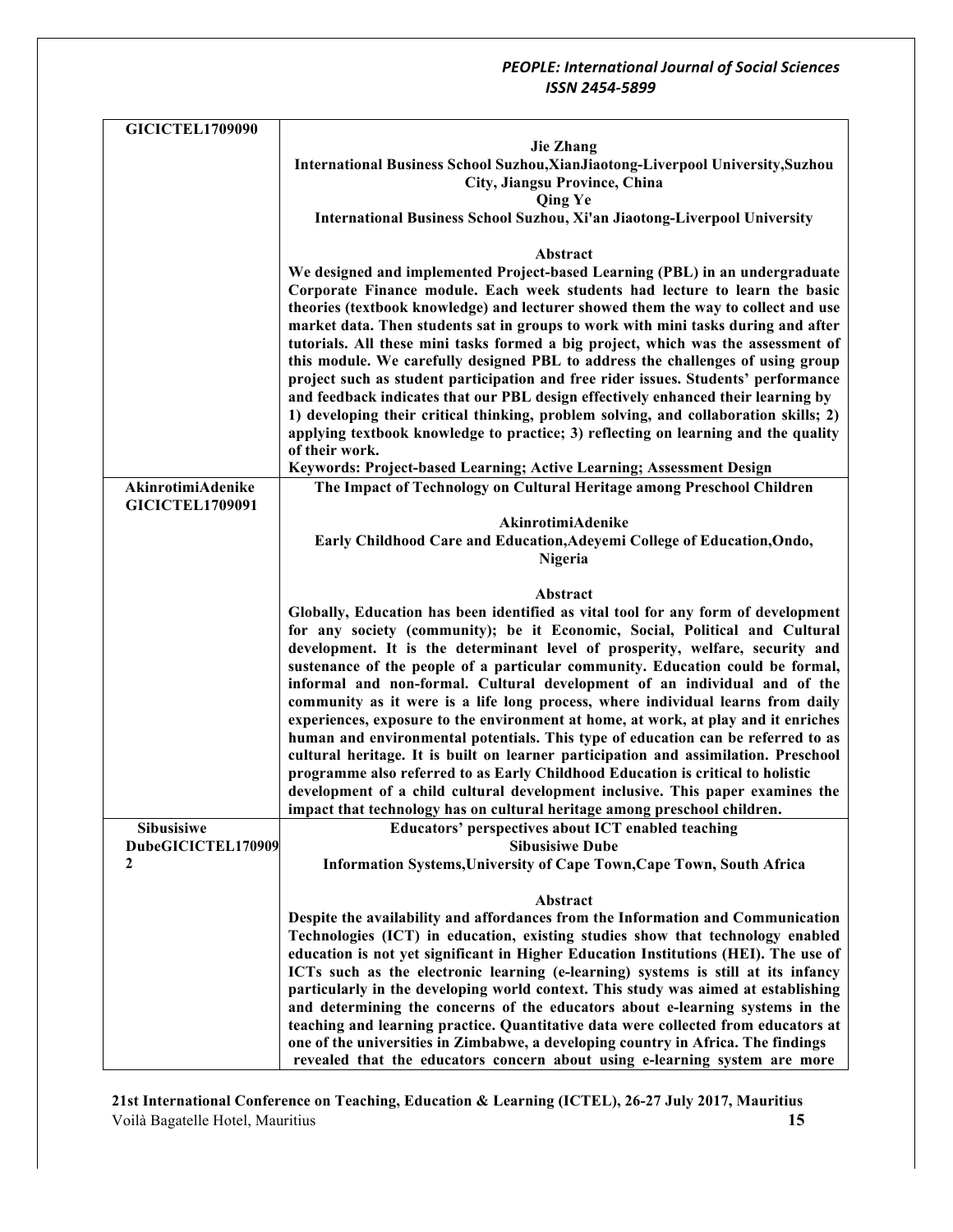| | |
|---|---|
| **GICICTEL1709090** | **Jie Zhang**<br>**International Business School Suzhou,XianJiaotong-Liverpool University,Suzhou City, Jiangsu Province, China**<br>**Qing Ye**<br>**International Business School Suzhou, Xi'an Jiaotong-Liverpool University**<br><br>**Abstract**<br>**We designed and implemented Project-based Learning (PBL) in an undergraduate Corporate Finance module. Each week students had lecture to learn the basic theories (textbook knowledge) and lecturer showed them the way to collect and use market data. Then students sat in groups to work with mini tasks during and after tutorials. All these mini tasks formed a big project, which was the assessment of this module. We carefully designed PBL to address the challenges of using group project such as student participation and free rider issues. Students' performance and feedback indicates that our PBL design effectively enhanced their learning by 1) developing their critical thinking, problem solving, and collaboration skills; 2) applying textbook knowledge to practice; 3) reflecting on learning and the quality of their work.**<br>**Keywords: Project-based Learning; Active Learning; Assessment Design** |
| **AkinrotimiAdenike GICICTEL1709091** | **The Impact of Technology on Cultural Heritage among Preschool Children**<br><br>**AkinrotimiAdenike**<br>**Early Childhood Care and Education,Adeyemi College of Education,Ondo, Nigeria**<br><br>**Abstract**<br>**Globally, Education has been identified as vital tool for any form of development for any society (community); be it Economic, Social, Political and Cultural development. It is the determinant level of prosperity, welfare, security and sustenance of the people of a particular community. Education could be formal, informal and non-formal. Cultural development of an individual and of the community as it were is a life long process, where individual learns from daily experiences, exposure to the environment at home, at work, at play and it enriches human and environmental potentials. This type of education can be referred to as cultural heritage. It is built on learner participation and assimilation. Preschool programme also referred to as Early Childhood Education is critical to holistic development of a child cultural development inclusive. This paper examines the impact that technology has on cultural heritage among preschool children.** |
| **Sibusisiwe DubeGICICTEL1709092** | **Educators' perspectives about ICT enabled teaching**<br>**Sibusisiwe Dube**<br>**Information Systems,University of Cape Town,Cape Town, South Africa**<br><br>**Abstract**<br>**Despite the availability and affordances from the Information and Communication Technologies (ICT) in education, existing studies show that technology enabled education is not yet significant in Higher Education Institutions (HEI). The use of ICTs such as the electronic learning (e-learning) systems is still at its infancy particularly in the developing world context. This study was aimed at establishing and determining the concerns of the educators about e-learning systems in the teaching and learning practice. Quantitative data were collected from educators at one of the universities in Zimbabwe, a developing country in Africa. The findings revealed that the educators concern about using e-learning system are more** |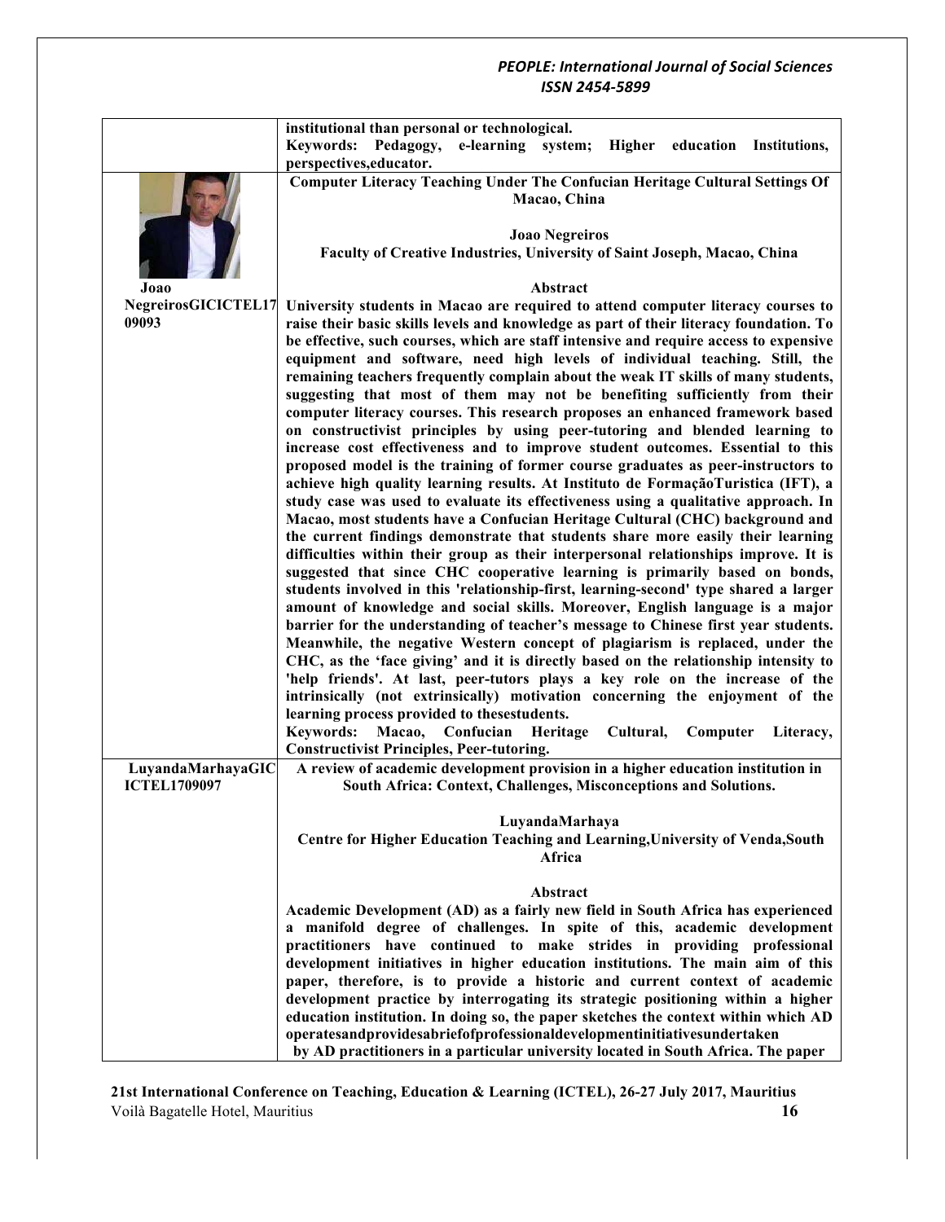| | |
|---|---|
| | **institutional than personal or technological.** **Keywords: Pedagogy, e-learning system; Higher education Institutions, perspectives,educator.** |
| **Joao NegreirosGICICTEL1709093** | **Computer Literacy Teaching Under The Confucian Heritage Cultural Settings Of Macao, China** <br><br> **Joao Negreiros** <br> **Faculty of Creative Industries, University of Saint Joseph, Macao, China** <br><br> **Abstract** <br> **University students in Macao are required to attend computer literacy courses to raise their basic skills levels and knowledge as part of their literacy foundation. To be effective, such courses, which are staff intensive and require access to expensive equipment and software, need high levels of individual teaching. Still, the remaining teachers frequently complain about the weak IT skills of many students, suggesting that most of them may not be benefiting sufficiently from their computer literacy courses. This research proposes an enhanced framework based on constructivist principles by using peer-tutoring and blended learning to increase cost effectiveness and to improve student outcomes. Essential to this proposed model is the training of former course graduates as peer-instructors to achieve high quality learning results. At Instituto de FormaçãoTuristica (IFT), a study case was used to evaluate its effectiveness using a qualitative approach. In Macao, most students have a Confucian Heritage Cultural (CHC) background and the current findings demonstrate that students share more easily their learning difficulties within their group as their interpersonal relationships improve. It is suggested that since CHC cooperative learning is primarily based on bonds, students involved in this 'relationship-first, learning-second' type shared a larger amount of knowledge and social skills. Moreover, English language is a major barrier for the understanding of teacher's message to Chinese first year students. Meanwhile, the negative Western concept of plagiarism is replaced, under the CHC, as the 'face giving' and it is directly based on the relationship intensity to 'help friends'. At last, peer-tutors plays a key role on the increase of the intrinsically (not extrinsically) motivation concerning the enjoyment of the learning process provided to thesestudents.** <br> **Keywords: Macao, Confucian Heritage Cultural, Computer Literacy, Constructivist Principles, Peer-tutoring.** |
| **LuyandaMarhayaGICICTEL1709097** | **A review of academic development provision in a higher education institution in South Africa: Context, Challenges, Misconceptions and Solutions.** <br><br> **LuyandaMarhaya** <br> **Centre for Higher Education Teaching and Learning,University of Venda,South Africa** <br><br> **Abstract** <br> **Academic Development (AD) as a fairly new field in South Africa has experienced a manifold degree of challenges. In spite of this, academic development practitioners have continued to make strides in providing professional development initiatives in higher education institutions. The main aim of this paper, therefore, is to provide a historic and current context of academic development practice by interrogating its strategic positioning within a higher education institution. In doing so, the paper sketches the context within which AD operatesandprovidesabriefofprofessionaldevelopmentinitiativesundertaken by AD practitioners in a particular university located in South Africa. The paper** |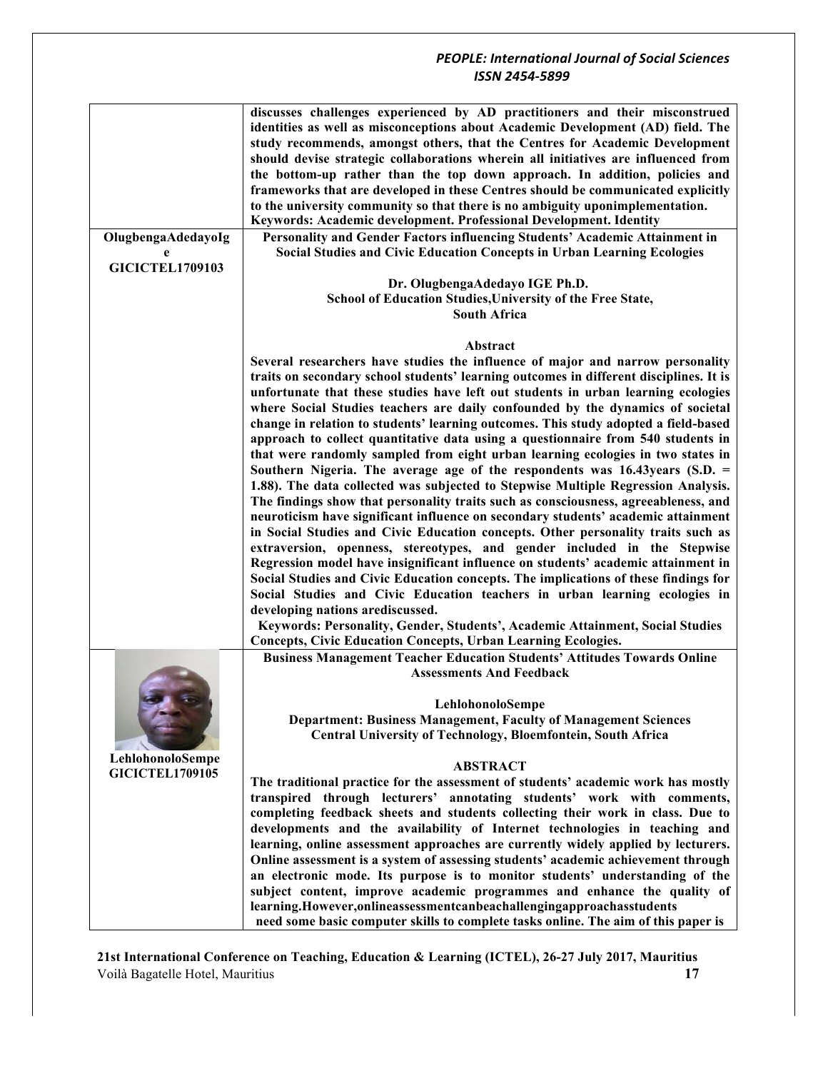discusses challenges experienced by AD practitioners and their misconstrued identities as well as misconceptions about Academic Development (AD) field. The study recommends, amongst others, that the Centres for Academic Development should devise strategic collaborations wherein all initiatives are influenced from the bottom-up rather than the top down approach. In addition, policies and frameworks that are developed in these Centres should be communicated explicitly to the university community so that there is no ambiguity uponimplementation.

**Keywords: Academic development. Professional Development. Identity**

**OlugbengaAdedayoIge**
**GICICTEL1709103**

## Personality and Gender Factors influencing Students' Academic Attainment in Social Studies and Civic Education Concepts in Urban Learning Ecologies

**Dr. OlugbengaAdedayo IGE Ph.D.**
**School of Education Studies,University of the Free State,**
**South Africa**

### Abstract

**Several researchers have studies the influence of major and narrow personality traits on secondary school students' learning outcomes in different disciplines. It is unfortunate that these studies have left out students in urban learning ecologies where Social Studies teachers are daily confounded by the dynamics of societal change in relation to students' learning outcomes. This study adopted a field-based approach to collect quantitative data using a questionnaire from 540 students in that were randomly sampled from eight urban learning ecologies in two states in Southern Nigeria. The average age of the respondents was 16.43years (S.D. = 1.88). The data collected was subjected to Stepwise Multiple Regression Analysis. The findings show that personality traits such as consciousness, agreeableness, and neuroticism have significant influence on secondary students' academic attainment in Social Studies and Civic Education concepts. Other personality traits such as extraversion, openness, stereotypes, and gender included in the Stepwise Regression model have insignificant influence on students' academic attainment in Social Studies and Civic Education concepts. The implications of these findings for Social Studies and Civic Education teachers in urban learning ecologies in developing nations arediscussed.**

**Keywords: Personality, Gender, Students', Academic Attainment, Social Studies Concepts, Civic Education Concepts, Urban Learning Ecologies.**

**LehlohonoloSempe**
**GICICTEL1709105**

## Business Management Teacher Education Students' Attitudes Towards Online Assessments And Feedback

**LehlohonoloSempe**
**Department: Business Management, Faculty of Management Sciences**
**Central University of Technology, Bloemfontein, South Africa**

### ABSTRACT

**The traditional practice for the assessment of students' academic work has mostly transpired through lecturers' annotating students' work with comments, completing feedback sheets and students collecting their work in class. Due to developments and the availability of Internet technologies in teaching and learning, online assessment approaches are currently widely applied by lecturers. Online assessment is a system of assessing students' academic achievement through an electronic mode. Its purpose is to monitor students' understanding of the subject content, improve academic programmes and enhance the quality of learning.However,onlineassessmentcanbeachallengingapproachasstudents need some basic computer skills to complete tasks online. The aim of this paper is**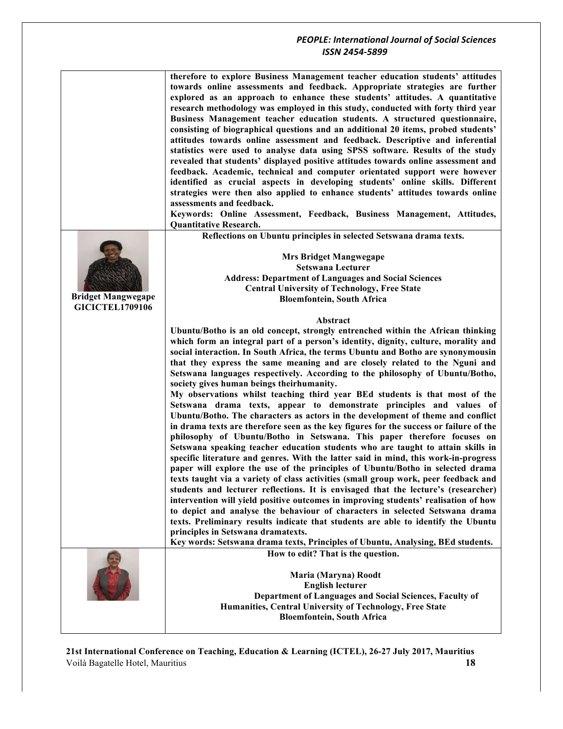**therefore to explore Business Management teacher education students' attitudes towards online assessments and feedback. Appropriate strategies are further explored as an approach to enhance these students' attitudes. A quantitative research methodology was employed in this study, conducted with forty third year Business Management teacher education students. A structured questionnaire, consisting of biographical questions and an additional 20 items, probed students' attitudes towards online assessment and feedback. Descriptive and inferential statistics were used to analyse data using SPSS software. Results of the study revealed that students' displayed positive attitudes towards online assessment and feedback. Academic, technical and computer orientated support were however identified as crucial aspects in developing students' online skills. Different strategies were then also applied to enhance students' attitudes towards online assessments and feedback.**

**Keywords: Online Assessment, Feedback, Business Management, Attitudes, Quantitative Research.**

**Bridget Mangwegape**
**GICICTEL1709106**

## Reflections on Ubuntu principles in selected Setswana drama texts.

**Mrs Bridget Mangwegape**
**Setswana Lecturer**
**Address: Department of Languages and Social Sciences**
**Central University of Technology, Free State**
**Bloemfontein, South Africa**

### Abstract

**Ubuntu/Botho is an old concept, strongly entrenched within the African thinking which form an integral part of a person's identity, dignity, culture, morality and social interaction. In South Africa, the terms Ubuntu and Botho are synonymousin that they express the same meaning and are closely related to the Nguni and Setswana languages respectively. According to the philosophy of Ubuntu/Botho, society gives human beings theirhumanity.**

**My observations whilst teaching third year BEd students is that most of the Setswana drama texts, appear to demonstrate principles and values of Ubuntu/Botho. The characters as actors in the development of theme and conflict in drama texts are therefore seen as the key figures for the success or failure of the philosophy of Ubuntu/Botho in Setswana. This paper therefore focuses on Setswana speaking teacher education students who are taught to attain skills in specific literature and genres. With the latter said in mind, this work-in-progress paper will explore the use of the principles of Ubuntu/Botho in selected drama texts taught via a variety of class activities (small group work, peer feedback and students and lecturer reflections. It is envisaged that the lecture's (researcher) intervention will yield positive outcomes in improving students' realisation of how to depict and analyse the behaviour of characters in selected Setswana drama texts. Preliminary results indicate that students are able to identify the Ubuntu principles in Setswana dramatexts.**

**Key words: Setswana drama texts, Principles of Ubuntu, Analysing, BEd students.**

## How to edit? That is the question.

**Maria (Maryna) Roodt**
**English lecturer**
**Department of Languages and Social Sciences, Faculty of Humanities, Central University of Technology, Free State**
**Bloemfontein, South Africa**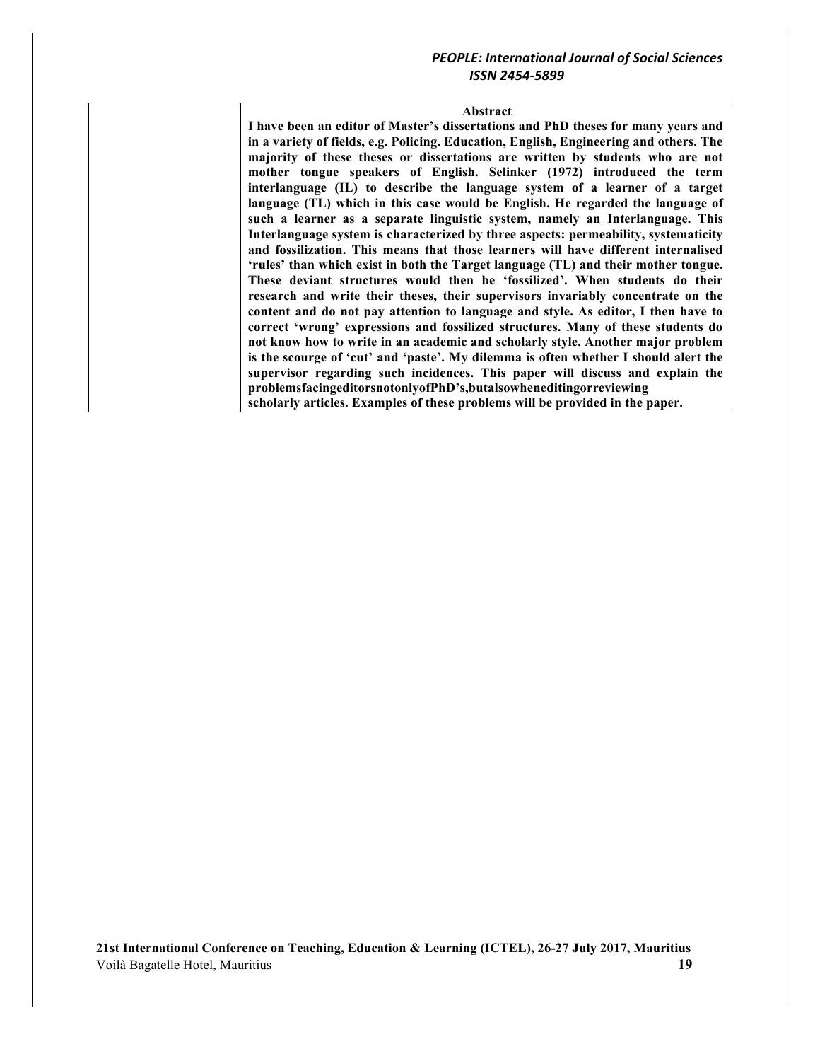**Abstract**

**I have been an editor of Master's dissertations and PhD theses for many years and in a variety of fields, e.g. Policing. Education, English, Engineering and others. The majority of these theses or dissertations are written by students who are not mother tongue speakers of English. Selinker (1972) introduced the term interlanguage (IL) to describe the language system of a learner of a target language (TL) which in this case would be English. He regarded the language of such a learner as a separate linguistic system, namely an Interlanguage. This Interlanguage system is characterized by three aspects: permeability, systematicity and fossilization. This means that those learners will have different internalised 'rules' than which exist in both the Target language (TL) and their mother tongue. These deviant structures would then be 'fossilized'. When students do their research and write their theses, their supervisors invariably concentrate on the content and do not pay attention to language and style. As editor, I then have to correct 'wrong' expressions and fossilized structures. Many of these students do not know how to write in an academic and scholarly style. Another major problem is the scourge of 'cut' and 'paste'. My dilemma is often whether I should alert the supervisor regarding such incidences. This paper will discuss and explain the problemsfacingeditorsnotonlyofPhD's,butalsowheneditingorreviewing scholarly articles. Examples of these problems will be provided in the paper.**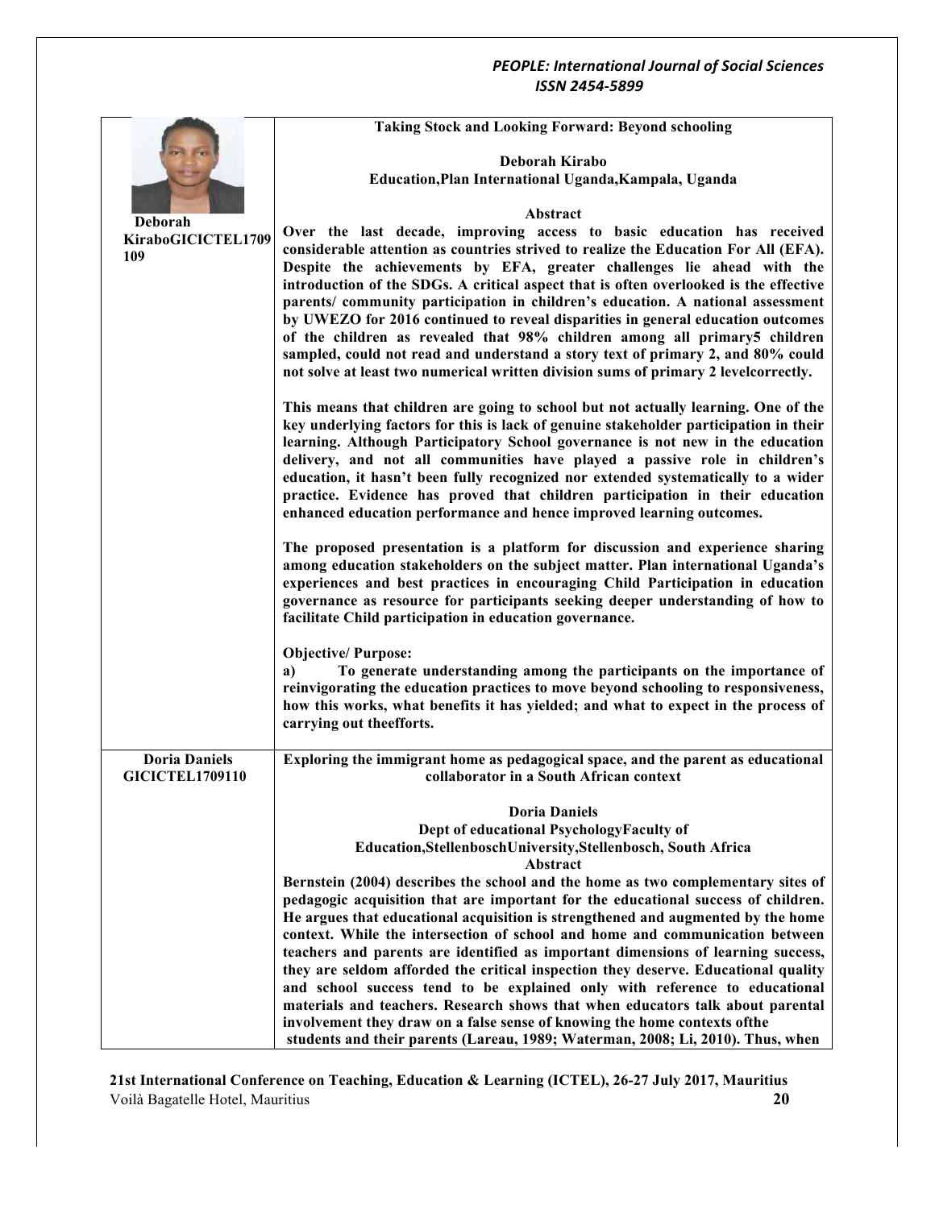| | |
|---|---|
| **Deborah KiraboGICICTEL1709109** | **Taking Stock and Looking Forward: Beyond schooling**<br><br>**Deborah Kirabo**<br>**Education,Plan International Uganda,Kampala, Uganda**<br><br>**Abstract**<br>**Over the last decade, improving access to basic education has received considerable attention as countries strived to realize the Education For All (EFA). Despite the achievements by EFA, greater challenges lie ahead with the introduction of the SDGs. A critical aspect that is often overlooked is the effective parents/ community participation in children's education. A national assessment by UWEZO for 2016 continued to reveal disparities in general education outcomes of the children as revealed that 98% children among all primary5 children sampled, could not read and understand a story text of primary 2, and 80% could not solve at least two numerical written division sums of primary 2 levelcorrectly.**<br><br>**This means that children are going to school but not actually learning. One of the key underlying factors for this is lack of genuine stakeholder participation in their learning. Although Participatory School governance is not new in the education delivery, and not all communities have played a passive role in children's education, it hasn't been fully recognized nor extended systematically to a wider practice. Evidence has proved that children participation in their education enhanced education performance and hence improved learning outcomes.**<br><br>**The proposed presentation is a platform for discussion and experience sharing among education stakeholders on the subject matter. Plan international Uganda's experiences and best practices in encouraging Child Participation in education governance as resource for participants seeking deeper understanding of how to facilitate Child participation in education governance.**<br><br>**Objective/ Purpose:**<br>**a) To generate understanding among the participants on the importance of reinvigorating the education practices to move beyond schooling to responsiveness, how this works, what benefits it has yielded; and what to expect in the process of carrying out theefforts.** |
| **Doria Daniels GICICTEL1709110** | **Exploring the immigrant home as pedagogical space, and the parent as educational collaborator in a South African context**<br><br>**Doria Daniels**<br>**Dept of educational PsychologyFaculty of Education,StellenboschUniversity,Stellenbosch, South Africa**<br>**Abstract**<br>**Bernstein (2004) describes the school and the home as two complementary sites of pedagogic acquisition that are important for the educational success of children. He argues that educational acquisition is strengthened and augmented by the home context. While the intersection of school and home and communication between teachers and parents are identified as important dimensions of learning success, they are seldom afforded the critical inspection they deserve. Educational quality and school success tend to be explained only with reference to educational materials and teachers. Research shows that when educators talk about parental involvement they draw on a false sense of knowing the home contexts ofthe students and their parents (Lareau, 1989; Waterman, 2008; Li, 2010). Thus, when** |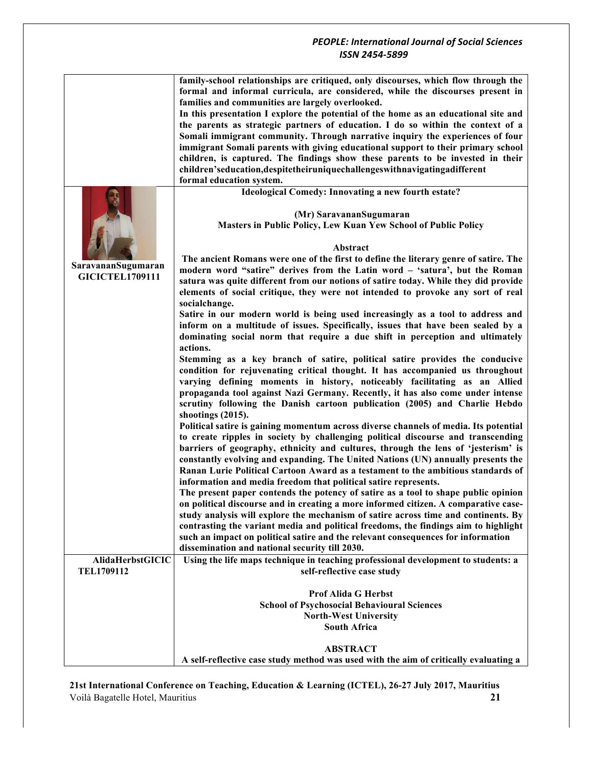family-school relationships are critiqued, only discourses, which flow through the formal and informal curricula, are considered, while the discourses present in families and communities are largely overlooked.

In this presentation I explore the potential of the home as an educational site and the parents as strategic partners of education. I do so within the context of a Somali immigrant community. Through narrative inquiry the experiences of four immigrant Somali parents with giving educational support to their primary school children, is captured. The findings show these parents to be invested in their children'seducation,despitetheiruniquechallengeswithnavigatingadifferent formal education system.

SaravananSugumaran GICICTEL1709111

**Ideological Comedy: Innovating a new fourth estate?**

**(Mr) SaravananSugumaran**
**Masters in Public Policy, Lew Kuan Yew School of Public Policy**

**Abstract**

The ancient Romans were one of the first to define the literary genre of satire. The modern word "satire" derives from the Latin word – 'satura', but the Roman satura was quite different from our notions of satire today. While they did provide elements of social critique, they were not intended to provoke any sort of real socialchange.

Satire in our modern world is being used increasingly as a tool to address and inform on a multitude of issues. Specifically, issues that have been sealed by a dominating social norm that require a due shift in perception and ultimately actions.

Stemming as a key branch of satire, political satire provides the conducive condition for rejuvenating critical thought. It has accompanied us throughout varying defining moments in history, noticeably facilitating as an Allied propaganda tool against Nazi Germany. Recently, it has also come under intense scrutiny following the Danish cartoon publication (2005) and Charlie Hebdo shootings (2015).

Political satire is gaining momentum across diverse channels of media. Its potential to create ripples in society by challenging political discourse and transcending barriers of geography, ethnicity and cultures, through the lens of 'jesterism' is constantly evolving and expanding. The United Nations (UN) annually presents the Ranan Lurie Political Cartoon Award as a testament to the ambitious standards of information and media freedom that political satire represents.

The present paper contends the potency of satire as a tool to shape public opinion on political discourse and in creating a more informed citizen. A comparative case-study analysis will explore the mechanism of satire across time and continents. By contrasting the variant media and political freedoms, the findings aim to highlight such an impact on political satire and the relevant consequences for information dissemination and national security till 2030.

AlidaHerbstGICICTEL1709112

**Using the life maps technique in teaching professional development to students: a self-reflective case study**

**Prof Alida G Herbst**
**School of Psychosocial Behavioural Sciences**
**North-West University**
**South Africa**

**ABSTRACT**

A self-reflective case study method was used with the aim of critically evaluating a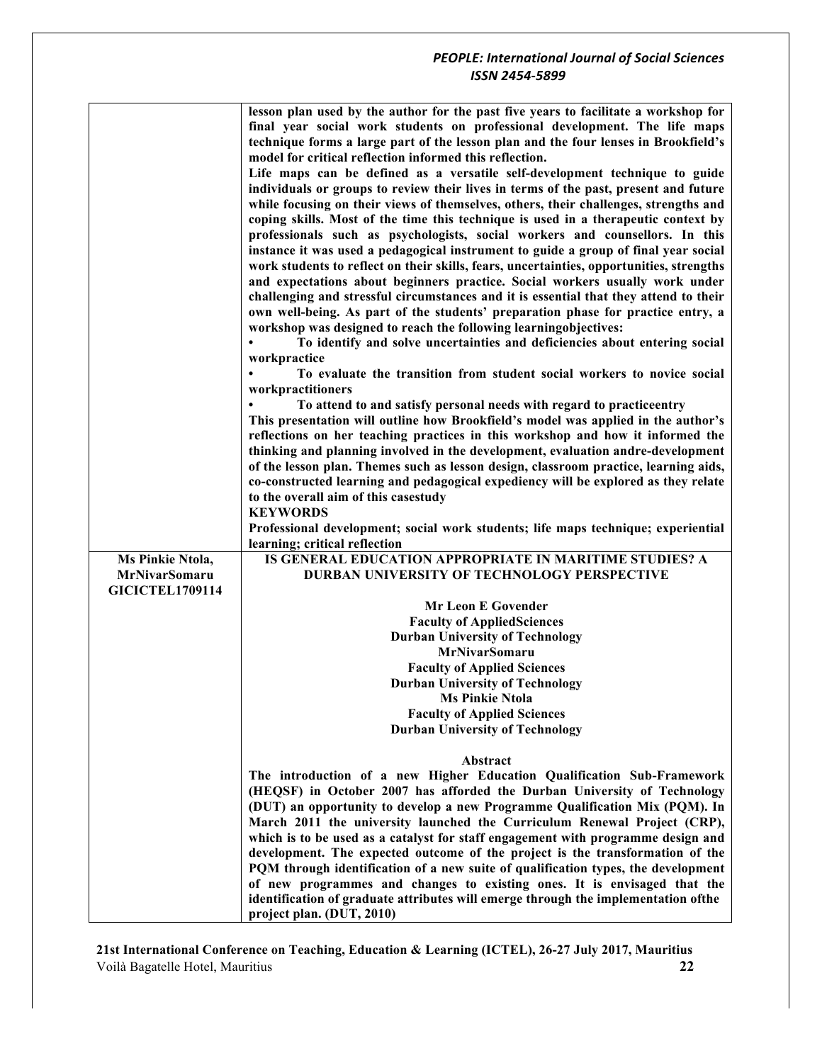| | |
|---|---|
| | **lesson plan used by the author for the past five years to facilitate a workshop for final year social work students on professional development. The life maps technique forms a large part of the lesson plan and the four lenses in Brookfield's model for critical reflection informed this reflection.**<br>**Life maps can be defined as a versatile self-development technique to guide individuals or groups to review their lives in terms of the past, present and future while focusing on their views of themselves, others, their challenges, strengths and coping skills. Most of the time this technique is used in a therapeutic context by professionals such as psychologists, social workers and counsellors. In this instance it was used a pedagogical instrument to guide a group of final year social work students to reflect on their skills, fears, uncertainties, opportunities, strengths and expectations about beginners practice. Social workers usually work under challenging and stressful circumstances and it is essential that they attend to their own well-being. As part of the students' preparation phase for practice entry, a workshop was designed to reach the following learningobjectives:**<br>• **To identify and solve uncertainties and deficiencies about entering social workpractice**<br>• **To evaluate the transition from student social workers to novice social workpractitioners**<br>• **To attend to and satisfy personal needs with regard to practiceentry**<br>**This presentation will outline how Brookfield's model was applied in the author's reflections on her teaching practices in this workshop and how it informed the thinking and planning involved in the development, evaluation andre-development of the lesson plan. Themes such as lesson design, classroom practice, learning aids, co-constructed learning and pedagogical expediency will be explored as they relate to the overall aim of this casestudy**<br>**KEYWORDS**<br>**Professional development; social work students; life maps technique; experiential learning; critical reflection** |
| **Ms Pinkie Ntola, MrNivarSomaru GICICTEL1709114** | **IS GENERAL EDUCATION APPROPRIATE IN MARITIME STUDIES? A DURBAN UNIVERSITY OF TECHNOLOGY PERSPECTIVE**<br><br>**Mr Leon E Govender**<br>**Faculty of AppliedSciences**<br>**Durban University of Technology**<br>**MrNivarSomaru**<br>**Faculty of Applied Sciences**<br>**Durban University of Technology**<br>**Ms Pinkie Ntola**<br>**Faculty of Applied Sciences**<br>**Durban University of Technology**<br><br>**Abstract**<br>**The introduction of a new Higher Education Qualification Sub-Framework (HEQSF) in October 2007 has afforded the Durban University of Technology (DUT) an opportunity to develop a new Programme Qualification Mix (PQM). In March 2011 the university launched the Curriculum Renewal Project (CRP), which is to be used as a catalyst for staff engagement with programme design and development. The expected outcome of the project is the transformation of the PQM through identification of a new suite of qualification types, the development of new programmes and changes to existing ones. It is envisaged that the identification of graduate attributes will emerge through the implementation ofthe project plan. (DUT, 2010)** |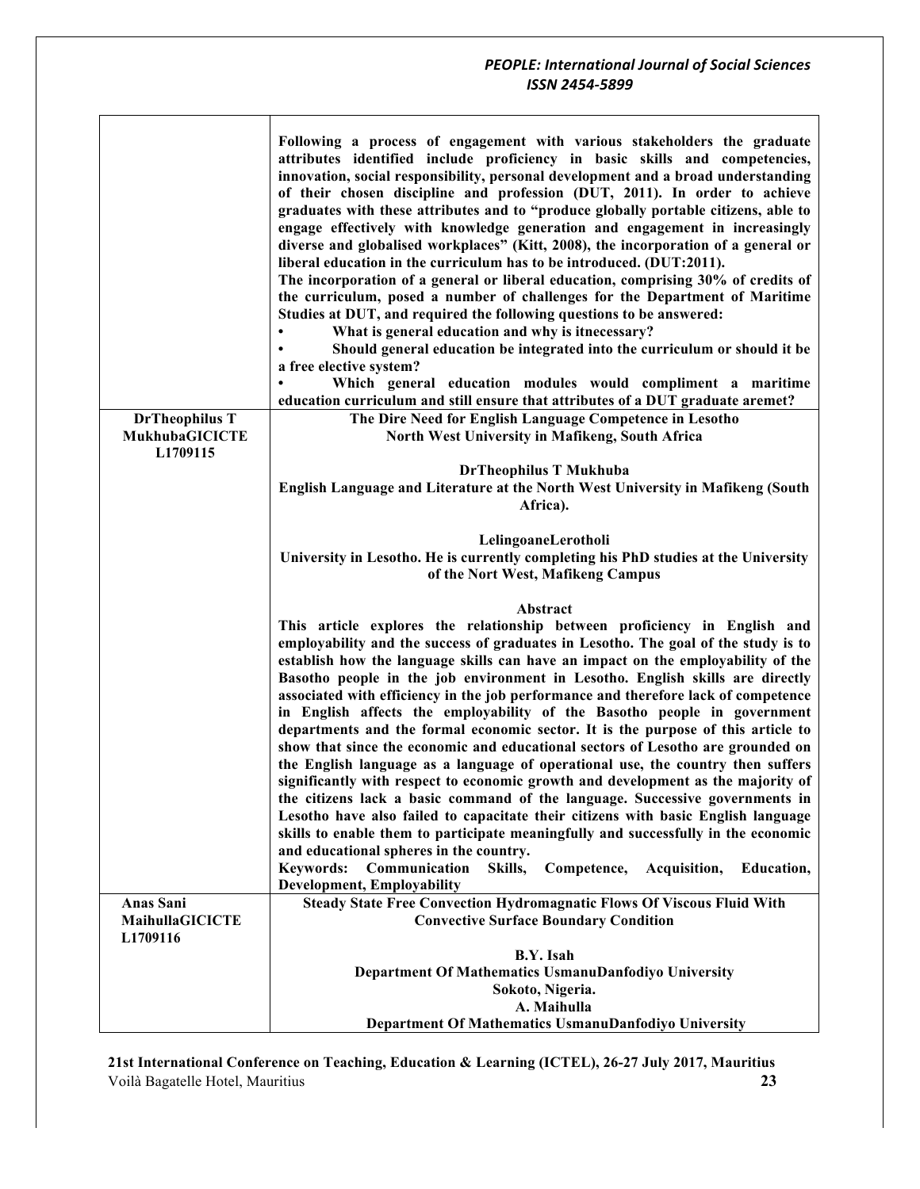| | |
|---|---|
| | **Following a process of engagement with various stakeholders the graduate attributes identified include proficiency in basic skills and competencies, innovation, social responsibility, personal development and a broad understanding of their chosen discipline and profession (DUT, 2011). In order to achieve graduates with these attributes and to "produce globally portable citizens, able to engage effectively with knowledge generation and engagement in increasingly diverse and globalised workplaces" (Kitt, 2008), the incorporation of a general or liberal education in the curriculum has to be introduced. (DUT:2011).** <br> **The incorporation of a general or liberal education, comprising 30% of credits of the curriculum, posed a number of challenges for the Department of Maritime Studies at DUT, and required the following questions to be answered:** <br> **• What is general education and why is itnecessary?** <br> **• Should general education be integrated into the curriculum or should it be a free elective system?** <br> **• Which general education modules would compliment a maritime education curriculum and still ensure that attributes of a DUT graduate aremet?** |
| **DrTheophilus T MukhubaGICICTE L1709115** | **The Dire Need for English Language Competence in Lesotho** <br> **North West University in Mafikeng, South Africa** <br><br> **DrTheophilus T Mukhuba** <br> **English Language and Literature at the North West University in Mafikeng (South Africa).** <br><br> **LelingoaneLerotholi** <br> **University in Lesotho. He is currently completing his PhD studies at the University of the Nort West, Mafikeng Campus** <br><br> **Abstract** <br> **This article explores the relationship between proficiency in English and employability and the success of graduates in Lesotho. The goal of the study is to establish how the language skills can have an impact on the employability of the Basotho people in the job environment in Lesotho. English skills are directly associated with efficiency in the job performance and therefore lack of competence in English affects the employability of the Basotho people in government departments and the formal economic sector. It is the purpose of this article to show that since the economic and educational sectors of Lesotho are grounded on the English language as a language of operational use, the country then suffers significantly with respect to economic growth and development as the majority of the citizens lack a basic command of the language. Successive governments in Lesotho have also failed to capacitate their citizens with basic English language skills to enable them to participate meaningfully and successfully in the economic and educational spheres in the country.** <br> **Keywords: Communication Skills, Competence, Acquisition, Education, Development, Employability** |
| **Anas Sani MaihullaGICICTE L1709116** | **Steady State Free Convection Hydromagnatic Flows Of Viscous Fluid With Convective Surface Boundary Condition** <br><br> **B.Y. Isah** <br> **Department Of Mathematics UsmanuDanfodiyo University** <br> **Sokoto, Nigeria.** <br> **A. Maihulla** <br> **Department Of Mathematics UsmanuDanfodiyo University** |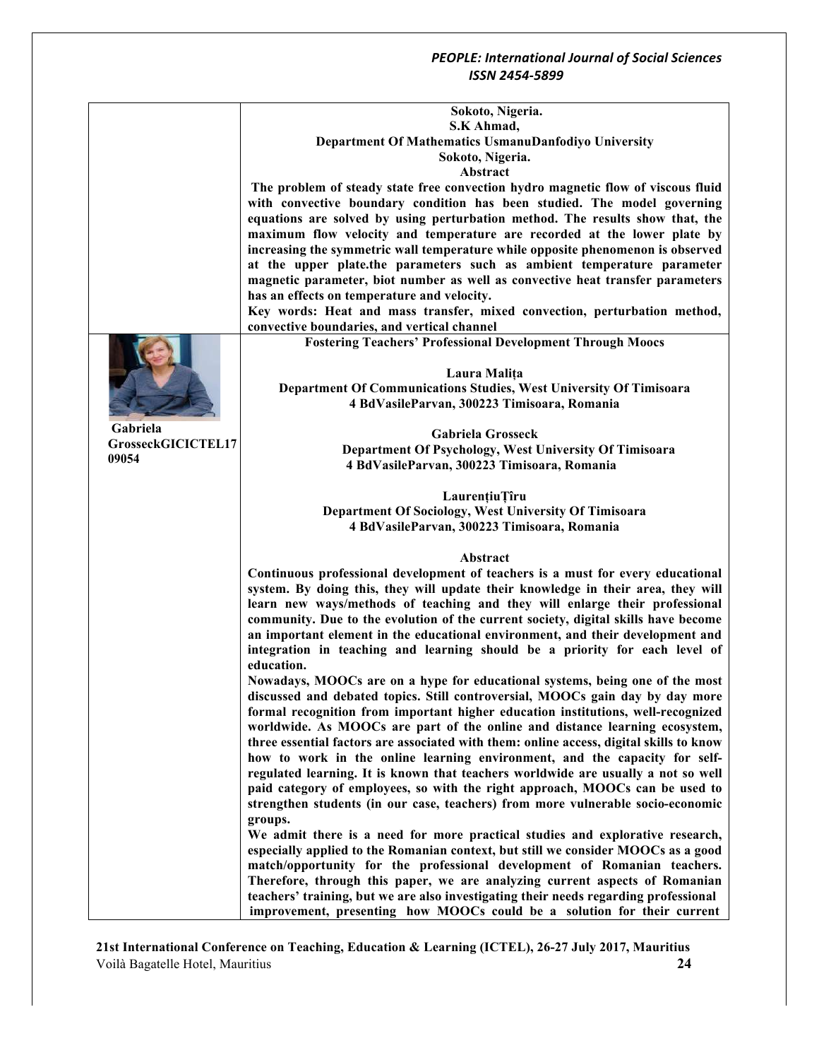Sokoto, Nigeria.
S.K Ahmad,
Department Of Mathematics UsmanuDanfodiyo University
Sokoto, Nigeria.

**Abstract**

**The problem of steady state free convection hydro magnetic flow of viscous fluid with convective boundary condition has been studied. The model governing equations are solved by using perturbation method. The results show that, the maximum flow velocity and temperature are recorded at the lower plate by increasing the symmetric wall temperature while opposite phenomenon is observed at the upper plate.the parameters such as ambient temperature parameter magnetic parameter, biot number as well as convective heat transfer parameters has an effects on temperature and velocity.**

**Key words: Heat and mass transfer, mixed convection, perturbation method, convective boundaries, and vertical channel**

Gabriela GrosseckGICICTEL1709054

## Fostering Teachers' Professional Development Through Moocs

**Laura Malița**
**Department Of Communications Studies, West University Of Timisoara**
**4 BdVasileParvan, 300223 Timisoara, Romania**

**Gabriela Grosseck**
**Department Of Psychology, West University Of Timisoara**
**4 BdVasileParvan, 300223 Timisoara, Romania**

**LaurențiuȚîru**
**Department Of Sociology, West University Of Timisoara**
**4 BdVasileParvan, 300223 Timisoara, Romania**

**Abstract**

**Continuous professional development of teachers is a must for every educational system. By doing this, they will update their knowledge in their area, they will learn new ways/methods of teaching and they will enlarge their professional community. Due to the evolution of the current society, digital skills have become an important element in the educational environment, and their development and integration in teaching and learning should be a priority for each level of education.**

**Nowadays, MOOCs are on a hype for educational systems, being one of the most discussed and debated topics. Still controversial, MOOCs gain day by day more formal recognition from important higher education institutions, well-recognized worldwide. As MOOCs are part of the online and distance learning ecosystem, three essential factors are associated with them: online access, digital skills to know how to work in the online learning environment, and the capacity for self-regulated learning. It is known that teachers worldwide are usually a not so well paid category of employees, so with the right approach, MOOCs can be used to strengthen students (in our case, teachers) from more vulnerable socio-economic groups.**

**We admit there is a need for more practical studies and explorative research, especially applied to the Romanian context, but still we consider MOOCs as a good match/opportunity for the professional development of Romanian teachers. Therefore, through this paper, we are analyzing current aspects of Romanian teachers' training, but we are also investigating their needs regarding professional improvement, presenting how MOOCs could be a solution for their current**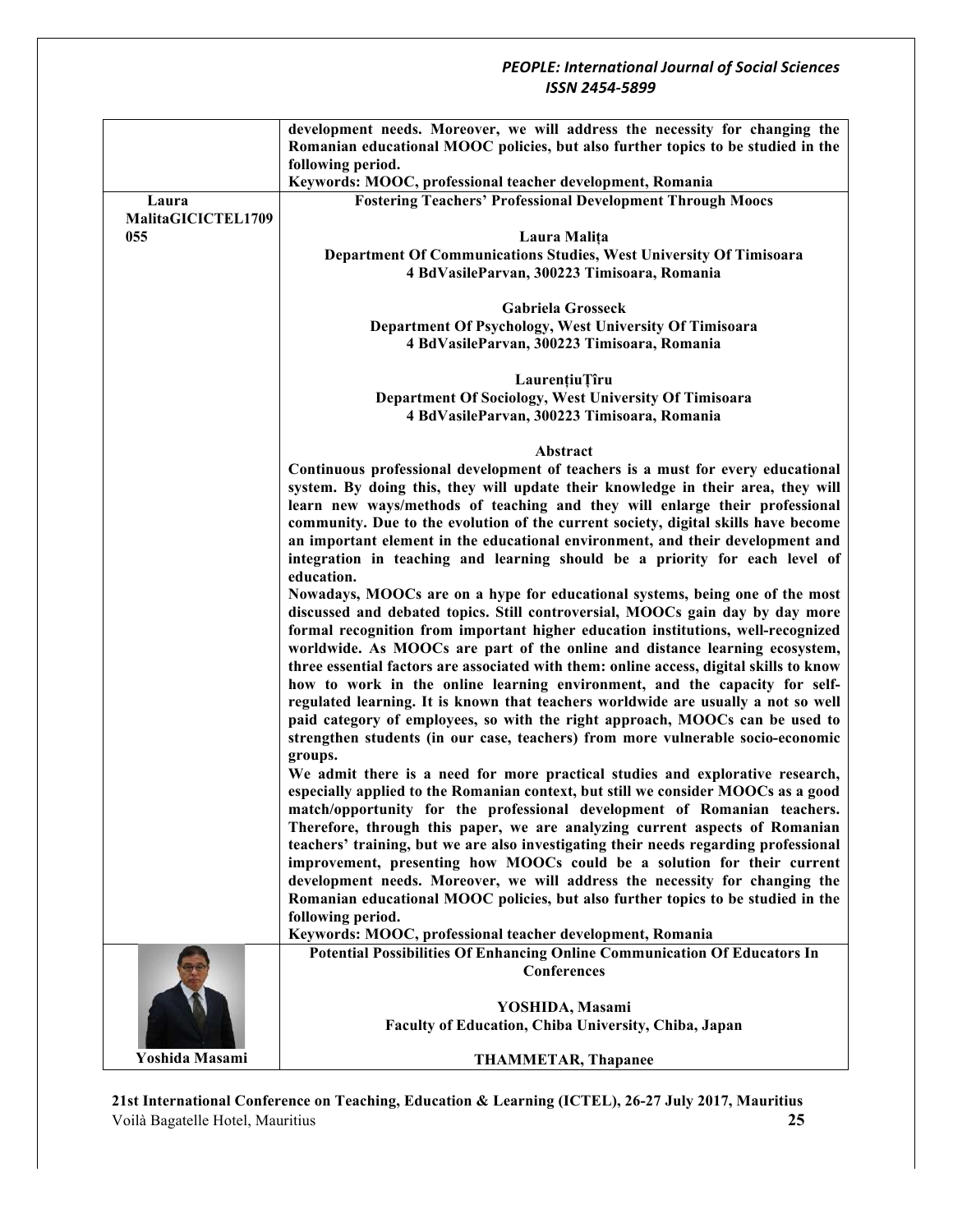| | |
|---|---|
| | **development needs. Moreover, we will address the necessity for changing the Romanian educational MOOC policies, but also further topics to be studied in the following period.**<br>**Keywords: MOOC, professional teacher development, Romania** |
| **Laura MalitaGICICTEL1709055** | **Fostering Teachers' Professional Development Through Moocs**<br><br>**Laura Malița**<br>**Department Of Communications Studies, West University Of Timisoara**<br>**4 BdVasileParvan, 300223 Timisoara, Romania**<br><br>**Gabriela Grosseck**<br>**Department Of Psychology, West University Of Timisoara**<br>**4 BdVasileParvan, 300223 Timisoara, Romania**<br><br>**LaurențiuȚîru**<br>**Department Of Sociology, West University Of Timisoara**<br>**4 BdVasileParvan, 300223 Timisoara, Romania**<br><br>**Abstract**<br>**Continuous professional development of teachers is a must for every educational system. By doing this, they will update their knowledge in their area, they will learn new ways/methods of teaching and they will enlarge their professional community. Due to the evolution of the current society, digital skills have become an important element in the educational environment, and their development and integration in teaching and learning should be a priority for each level of education.**<br>**Nowadays, MOOCs are on a hype for educational systems, being one of the most discussed and debated topics. Still controversial, MOOCs gain day by day more formal recognition from important higher education institutions, well-recognized worldwide. As MOOCs are part of the online and distance learning ecosystem, three essential factors are associated with them: online access, digital skills to know how to work in the online learning environment, and the capacity for self-regulated learning. It is known that teachers worldwide are usually a not so well paid category of employees, so with the right approach, MOOCs can be used to strengthen students (in our case, teachers) from more vulnerable socio-economic groups.**<br>**We admit there is a need for more practical studies and explorative research, especially applied to the Romanian context, but still we consider MOOCs as a good match/opportunity for the professional development of Romanian teachers. Therefore, through this paper, we are analyzing current aspects of Romanian teachers' training, but we are also investigating their needs regarding professional improvement, presenting how MOOCs could be a solution for their current development needs. Moreover, we will address the necessity for changing the Romanian educational MOOC policies, but also further topics to be studied in the following period.**<br>**Keywords: MOOC, professional teacher development, Romania** |
| **Yoshida Masami** | **Potential Possibilities Of Enhancing Online Communication Of Educators In Conferences**<br><br>**YOSHIDA, Masami**<br>**Faculty of Education, Chiba University, Chiba, Japan**<br><br>**THAMMETAR, Thapanee** |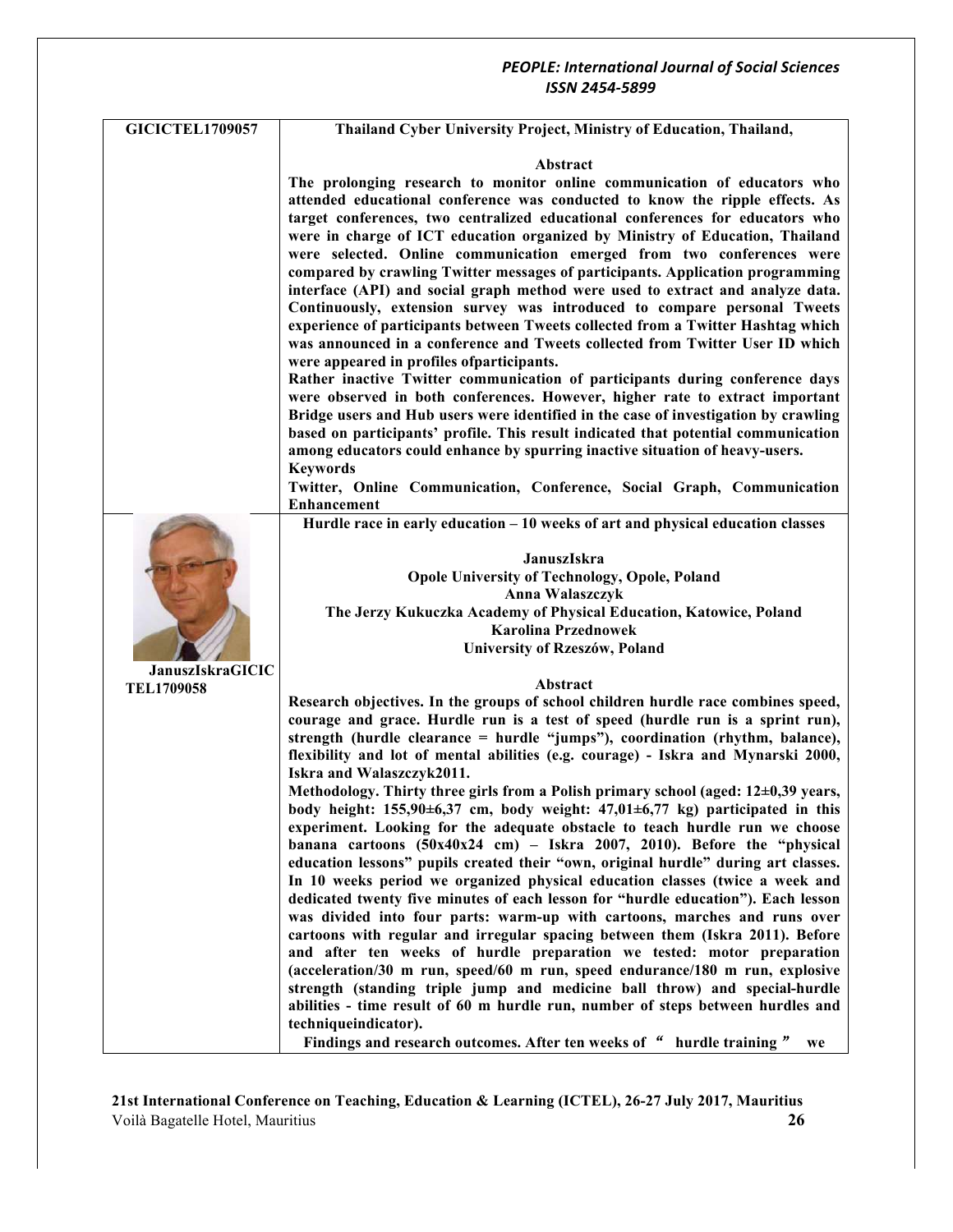| GICICTEL1709057 | **Thailand Cyber University Project, Ministry of Education, Thailand,** |
|---|---|

**Abstract**

**The prolonging research to monitor online communication of educators who attended educational conference was conducted to know the ripple effects. As target conferences, two centralized educational conferences for educators who were in charge of ICT education organized by Ministry of Education, Thailand were selected. Online communication emerged from two conferences were compared by crawling Twitter messages of participants. Application programming interface (API) and social graph method were used to extract and analyze data. Continuously, extension survey was introduced to compare personal Tweets experience of participants between Tweets collected from a Twitter Hashtag which was announced in a conference and Tweets collected from Twitter User ID which were appeared in profiles ofparticipants.**

**Rather inactive Twitter communication of participants during conference days were observed in both conferences. However, higher rate to extract important Bridge users and Hub users were identified in the case of investigation by crawling based on participants' profile. This result indicated that potential communication among educators could enhance by spurring inactive situation of heavy-users.**

**Keywords**

**Twitter, Online Communication, Conference, Social Graph, Communication Enhancement**

---

**JanuszIskraGICICTEL1709058**

**Hurdle race in early education – 10 weeks of art and physical education classes**

**JanuszIskra**
**Opole University of Technology, Opole, Poland**
**Anna Walaszczyk**
**The Jerzy Kukuczka Academy of Physical Education, Katowice, Poland**
**Karolina Przednowek**
**University of Rzeszów, Poland**

**Abstract**

**Research objectives. In the groups of school children hurdle race combines speed, courage and grace. Hurdle run is a test of speed (hurdle run is a sprint run), strength (hurdle clearance = hurdle "jumps"), coordination (rhythm, balance), flexibility and lot of mental abilities (e.g. courage) - Iskra and Mynarski 2000, Iskra and Walaszczyk2011.**

**Methodology. Thirty three girls from a Polish primary school (aged: 12±0,39 years, body height: 155,90±6,37 cm, body weight: 47,01±6,77 kg) participated in this experiment. Looking for the adequate obstacle to teach hurdle run we choose banana cartoons (50x40x24 cm) – Iskra 2007, 2010). Before the "physical education lessons" pupils created their "own, original hurdle" during art classes. In 10 weeks period we organized physical education classes (twice a week and dedicated twenty five minutes of each lesson for "hurdle education"). Each lesson was divided into four parts: warm-up with cartoons, marches and runs over cartoons with regular and irregular spacing between them (Iskra 2011). Before and after ten weeks of hurdle preparation we tested: motor preparation (acceleration/30 m run, speed/60 m run, speed endurance/180 m run, explosive strength (standing triple jump and medicine ball throw) and special-hurdle abilities - time result of 60 m hurdle run, number of steps between hurdles and techniqueindicator).**

**Findings and research outcomes. After ten weeks of " hurdle training " we**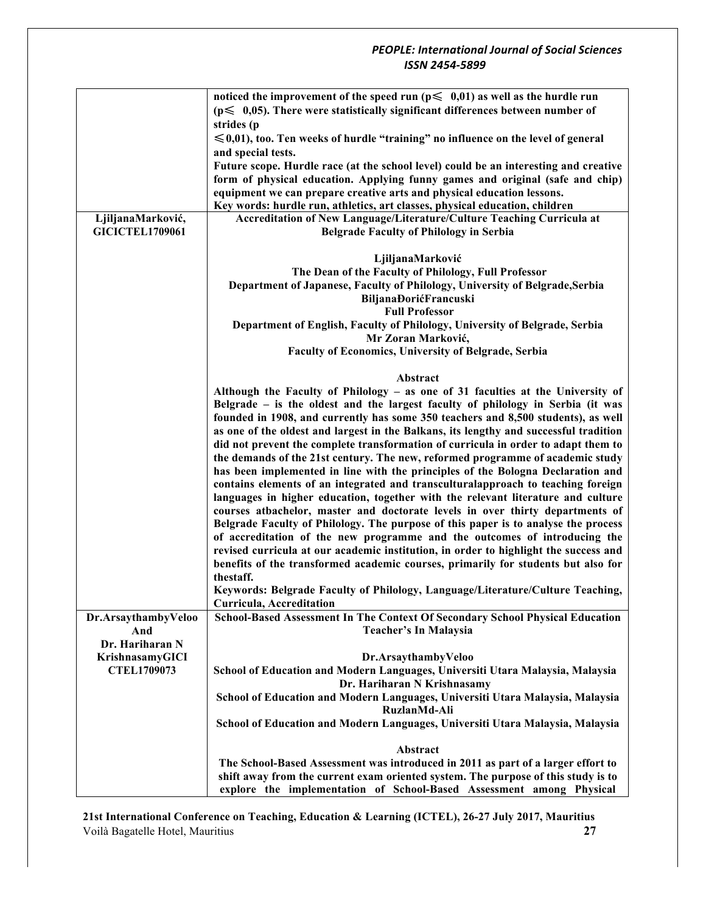| | |
|---|---|
| | **noticed the improvement of the speed run ($p \leqslant 0,01$) as well as the hurdle run ($p \leqslant 0,05$). There were statistically significant differences between number of strides ($p \leqslant 0,01$), too. Ten weeks of hurdle "training" no influence on the level of general and special tests.**<br>**Future scope. Hurdle race (at the school level) could be an interesting and creative form of physical education. Applying funny games and original (safe and chip) equipment we can prepare creative arts and physical education lessons.**<br>**Key words: hurdle run, athletics, art classes, physical education, children** |
| **LjiljanaMarković, GICICTEL1709061** | **Accreditation of New Language/Literature/Culture Teaching Curricula at Belgrade Faculty of Philology in Serbia**<br><br>**LjiljanaMarković**<br>**The Dean of the Faculty of Philology, Full Professor**<br>**Department of Japanese, Faculty of Philology, University of Belgrade,Serbia**<br>**BiljanaĐorićFrancuski**<br>**Full Professor**<br>**Department of English, Faculty of Philology, University of Belgrade, Serbia**<br>**Mr Zoran Marković,**<br>**Faculty of Economics, University of Belgrade, Serbia**<br><br>**Abstract**<br>**Although the Faculty of Philology – as one of 31 faculties at the University of Belgrade – is the oldest and the largest faculty of philology in Serbia (it was founded in 1908, and currently has some 350 teachers and 8,500 students), as well as one of the oldest and largest in the Balkans, its lengthy and successful tradition did not prevent the complete transformation of curricula in order to adapt them to the demands of the 21st century. The new, reformed programme of academic study has been implemented in line with the principles of the Bologna Declaration and contains elements of an integrated and transculturalapproach to teaching foreign languages in higher education, together with the relevant literature and culture courses atbachelor, master and doctorate levels in over thirty departments of Belgrade Faculty of Philology. The purpose of this paper is to analyse the process of accreditation of the new programme and the outcomes of introducing the revised curricula at our academic institution, in order to highlight the success and benefits of the transformed academic courses, primarily for students but also for thestaff.**<br>**Keywords: Belgrade Faculty of Philology, Language/Literature/Culture Teaching, Curricula, Accreditation** |
| **Dr.ArsaythambyVeloo And Dr. Hariharan N KrishnasamyGICI CTEL1709073** | **School-Based Assessment In The Context Of Secondary School Physical Education Teacher's In Malaysia**<br><br>**Dr.ArsaythambyVeloo**<br>**School of Education and Modern Languages, Universiti Utara Malaysia, Malaysia**<br>**Dr. Hariharan N Krishnasamy**<br>**School of Education and Modern Languages, Universiti Utara Malaysia, Malaysia**<br>**RuzlanMd-Ali**<br>**School of Education and Modern Languages, Universiti Utara Malaysia, Malaysia**<br><br>**Abstract**<br>**The School-Based Assessment was introduced in 2011 as part of a larger effort to shift away from the current exam oriented system. The purpose of this study is to explore the implementation of School-Based Assessment among Physical** |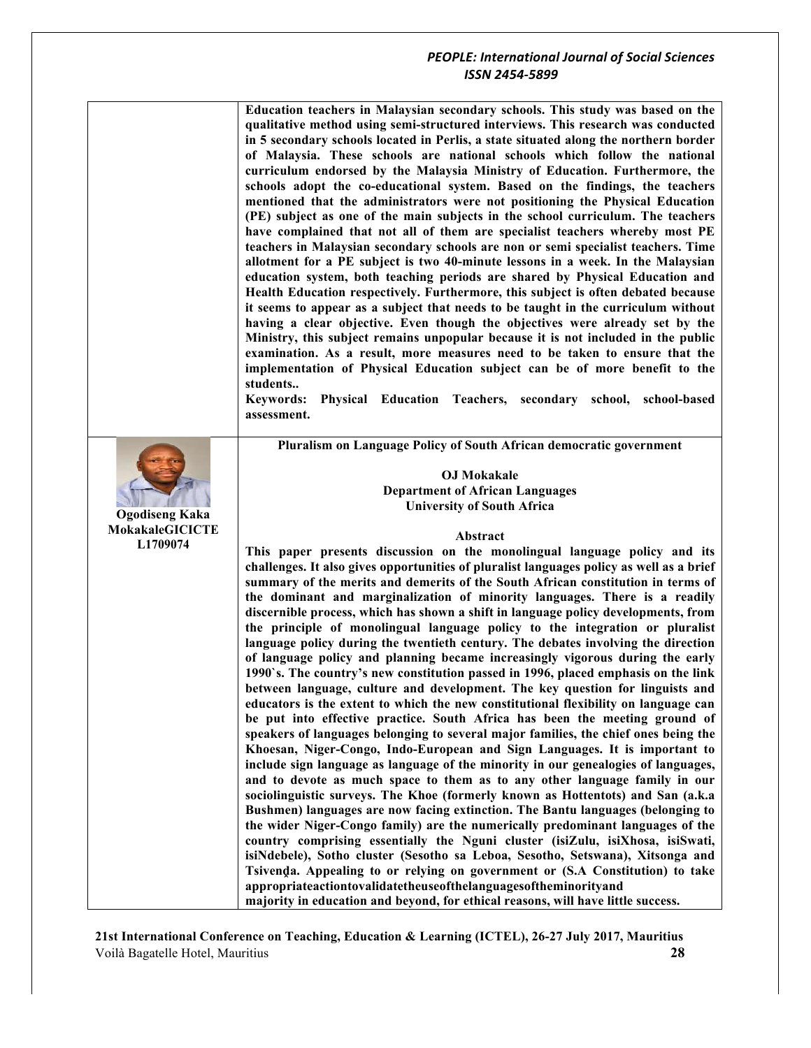**Education teachers in Malaysian secondary schools. This study was based on the qualitative method using semi-structured interviews. This research was conducted in 5 secondary schools located in Perlis, a state situated along the northern border of Malaysia. These schools are national schools which follow the national curriculum endorsed by the Malaysia Ministry of Education. Furthermore, the schools adopt the co-educational system. Based on the findings, the teachers mentioned that the administrators were not positioning the Physical Education (PE) subject as one of the main subjects in the school curriculum. The teachers have complained that not all of them are specialist teachers whereby most PE teachers in Malaysian secondary schools are non or semi specialist teachers. Time allotment for a PE subject is two 40-minute lessons in a week. In the Malaysian education system, both teaching periods are shared by Physical Education and Health Education respectively. Furthermore, this subject is often debated because it seems to appear as a subject that needs to be taught in the curriculum without having a clear objective. Even though the objectives were already set by the Ministry, this subject remains unpopular because it is not included in the public examination. As a result, more measures need to be taken to ensure that the implementation of Physical Education subject can be of more benefit to the students..**

**Keywords: Physical Education Teachers, secondary school, school-based assessment.**

**Ogodiseng Kaka MokakaleGICICTEL1709074**

**Pluralism on Language Policy of South African democratic government**

**OJ Mokakale**
**Department of African Languages**
**University of South Africa**

**Abstract**

**This paper presents discussion on the monolingual language policy and its challenges. It also gives opportunities of pluralist languages policy as well as a brief summary of the merits and demerits of the South African constitution in terms of the dominant and marginalization of minority languages. There is a readily discernible process, which has shown a shift in language policy developments, from the principle of monolingual language policy to the integration or pluralist language policy during the twentieth century. The debates involving the direction of language policy and planning became increasingly vigorous during the early 1990`s. The country's new constitution passed in 1996, placed emphasis on the link between language, culture and development. The key question for linguists and educators is the extent to which the new constitutional flexibility on language can be put into effective practice. South Africa has been the meeting ground of speakers of languages belonging to several major families, the chief ones being the Khoesan, Niger-Congo, Indo-European and Sign Languages. It is important to include sign language as language of the minority in our genealogies of languages, and to devote as much space to them as to any other language family in our sociolinguistic surveys. The Khoe (formerly known as Hottentots) and San (a.k.a Bushmen) languages are now facing extinction. The Bantu languages (belonging to the wider Niger-Congo family) are the numerically predominant languages of the country comprising essentially the Nguni cluster (isiZulu, isiXhosa, isiSwati, isiNdebele), Sotho cluster (Sesotho sa Leboa, Sesotho, Setswana), Xitsonga and Tsivenḓa. Appealing to or relying on government or (S.A Constitution) to take appropriateactiontovalidatetheuseofthelanguagesoftheminorityand majority in education and beyond, for ethical reasons, will have little success.**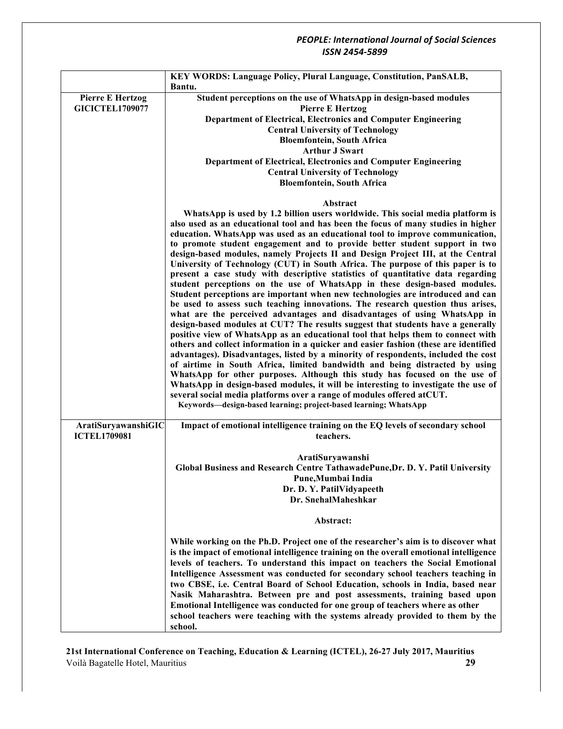| | |
|---|---|
| | **KEY WORDS: Language Policy, Plural Language, Constitution, PanSALB, Bantu.** |
| **Pierre E Hertzog GICICTEL1709077** | **Student perceptions on the use of WhatsApp in design-based modules**<br>**Pierre E Hertzog**<br>**Department of Electrical, Electronics and Computer Engineering**<br>**Central University of Technology**<br>**Bloemfontein, South Africa**<br>**Arthur J Swart**<br>**Department of Electrical, Electronics and Computer Engineering**<br>**Central University of Technology**<br>**Bloemfontein, South Africa**<br><br>**Abstract**<br>**WhatsApp is used by 1.2 billion users worldwide. This social media platform is also used as an educational tool and has been the focus of many studies in higher education. WhatsApp was used as an educational tool to improve communication, to promote student engagement and to provide better student support in two design-based modules, namely Projects II and Design Project III, at the Central University of Technology (CUT) in South Africa. The purpose of this paper is to present a case study with descriptive statistics of quantitative data regarding student perceptions on the use of WhatsApp in these design-based modules. Student perceptions are important when new technologies are introduced and can be used to assess such teaching innovations. The research question thus arises, what are the perceived advantages and disadvantages of using WhatsApp in design-based modules at CUT? The results suggest that students have a generally positive view of WhatsApp as an educational tool that helps them to connect with others and collect information in a quicker and easier fashion (these are identified advantages). Disadvantages, listed by a minority of respondents, included the cost of airtime in South Africa, limited bandwidth and being distracted by using WhatsApp for other purposes. Although this study has focused on the use of WhatsApp in design-based modules, it will be interesting to investigate the use of several social media platforms over a range of modules offered atCUT.**<br>**Keywords—design-based learning; project-based learning; WhatsApp** |
| **AratiSuryawanshiGICICTEL1709081** | **Impact of emotional intelligence training on the EQ levels of secondary school teachers.**<br><br>**AratiSuryawanshi**<br>**Global Business and Research Centre TathawadePune,Dr. D. Y. Patil University Pune,Mumbai India**<br>**Dr. D. Y. PatilVidyapeeth**<br>**Dr. SnehalMaheshkar**<br><br>**Abstract:**<br><br>**While working on the Ph.D. Project one of the researcher's aim is to discover what is the impact of emotional intelligence training on the overall emotional intelligence levels of teachers. To understand this impact on teachers the Social Emotional Intelligence Assessment was conducted for secondary school teachers teaching in two CBSE, i.e. Central Board of School Education, schools in India, based near Nasik Maharashtra. Between pre and post assessments, training based upon Emotional Intelligence was conducted for one group of teachers where as other school teachers were teaching with the systems already provided to them by the school.** |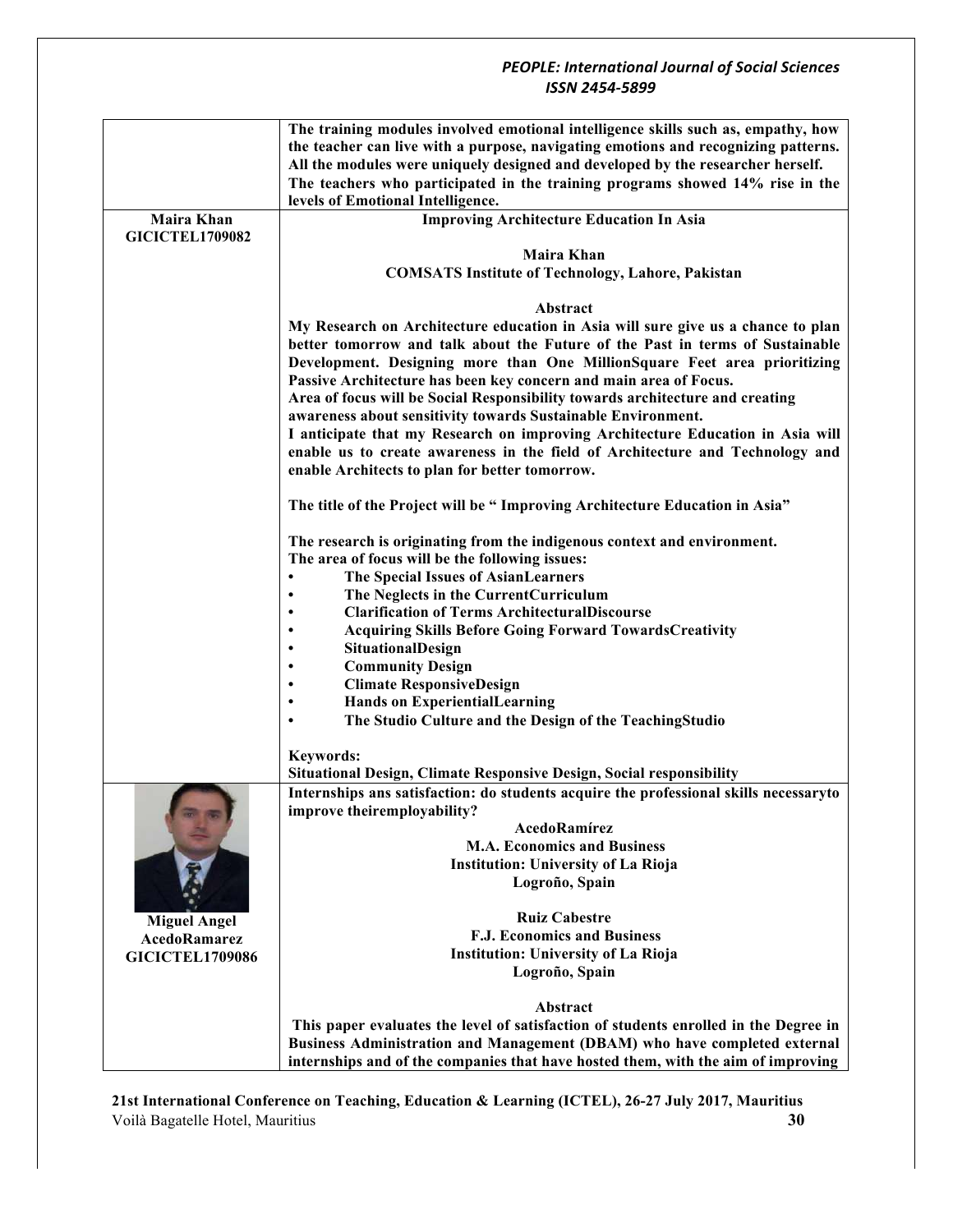| | |
|---|---|
| | **The training modules involved emotional intelligence skills such as, empathy, how the teacher can live with a purpose, navigating emotions and recognizing patterns. All the modules were uniquely designed and developed by the researcher herself. The teachers who participated in the training programs showed 14% rise in the levels of Emotional Intelligence.** |
| **Maira Khan GICICTEL1709082** | **Improving Architecture Education In Asia**<br><br>**Maira Khan**<br>**COMSATS Institute of Technology, Lahore, Pakistan**<br><br>**Abstract**<br>**My Research on Architecture education in Asia will sure give us a chance to plan better tomorrow and talk about the Future of the Past in terms of Sustainable Development. Designing more than One MillionSquare Feet area prioritizing Passive Architecture has been key concern and main area of Focus.**<br>**Area of focus will be Social Responsibility towards architecture and creating awareness about sensitivity towards Sustainable Environment.**<br>**I anticipate that my Research on improving Architecture Education in Asia will enable us to create awareness in the field of Architecture and Technology and enable Architects to plan for better tomorrow.**<br><br>**The title of the Project will be " Improving Architecture Education in Asia"**<br><br>**The research is originating from the indigenous context and environment.**<br>**The area of focus will be the following issues:**<br>• **The Special Issues of AsianLearners**<br>• **The Neglects in the CurrentCurriculum**<br>• **Clarification of Terms ArchitecturalDiscourse**<br>• **Acquiring Skills Before Going Forward TowardsCreativity**<br>• **SituationalDesign**<br>• **Community Design**<br>• **Climate ResponsiveDesign**<br>• **Hands on ExperientialLearning**<br>• **The Studio Culture and the Design of the TeachingStudio**<br><br>**Keywords:**<br>**Situational Design, Climate Responsive Design, Social responsibility** |
| **Miguel Angel AcedoRamarez GICICTEL1709086** | **Internships ans satisfaction: do students acquire the professional skills necessaryto improve theiremployability?**<br>**AcedoRamírez**<br>**M.A. Economics and Business**<br>**Institution: University of La Rioja**<br>**Logroño, Spain**<br><br>**Ruiz Cabestre**<br>**F.J. Economics and Business**<br>**Institution: University of La Rioja**<br>**Logroño, Spain**<br><br>**Abstract**<br>**This paper evaluates the level of satisfaction of students enrolled in the Degree in Business Administration and Management (DBAM) who have completed external internships and of the companies that have hosted them, with the aim of improving** |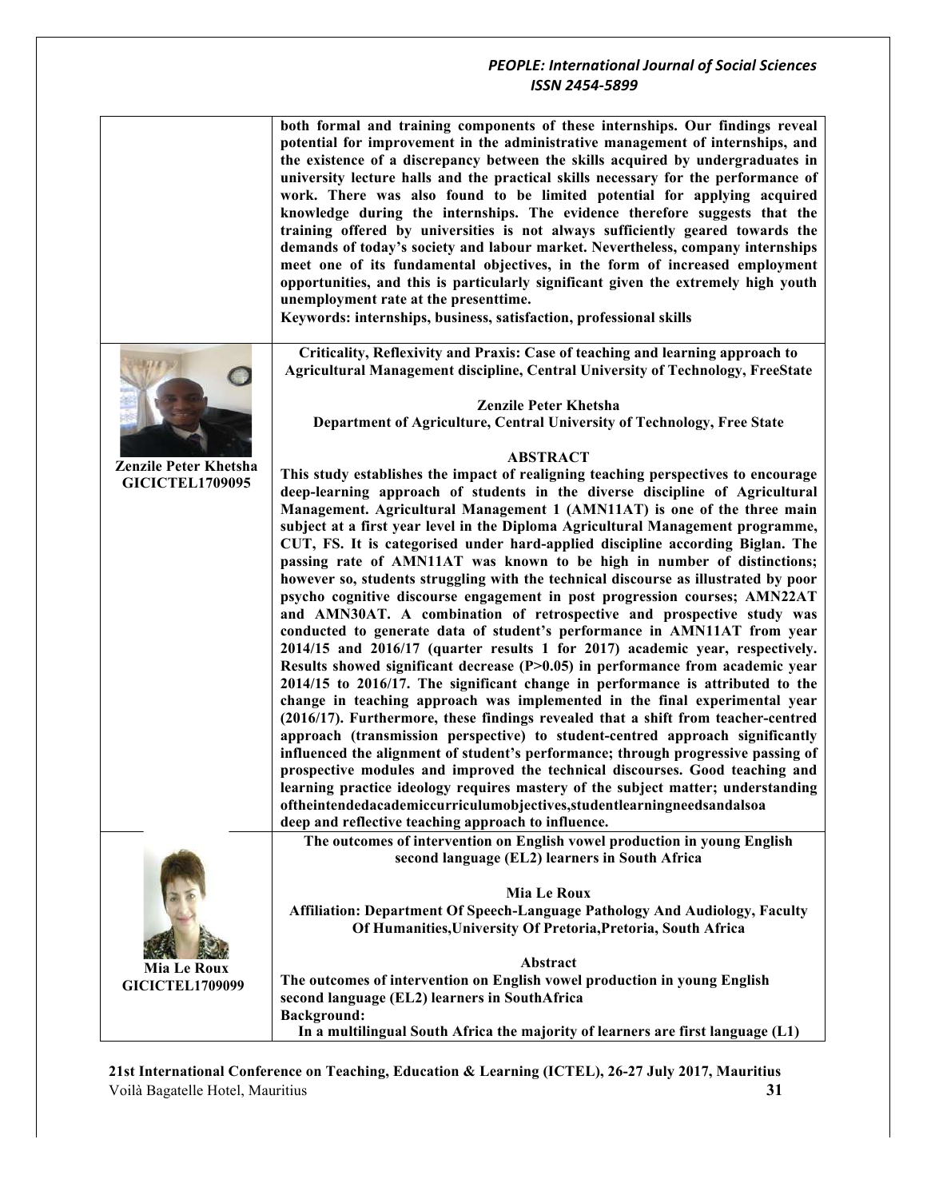both formal and training components of these internships. Our findings reveal potential for improvement in the administrative management of internships, and the existence of a discrepancy between the skills acquired by undergraduates in university lecture halls and the practical skills necessary for the performance of work. There was also found to be limited potential for applying acquired knowledge during the internships. The evidence therefore suggests that the training offered by universities is not always sufficiently geared towards the demands of today's society and labour market. Nevertheless, company internships meet one of its fundamental objectives, in the form of increased employment opportunities, and this is particularly significant given the extremely high youth unemployment rate at the presenttime.

**Keywords: internships, business, satisfaction, professional skills**

---

**Zenzile Peter Khetsha**
**GICICTEL1709095**

### Criticality, Reflexivity and Praxis: Case of teaching and learning approach to Agricultural Management discipline, Central University of Technology, FreeState

**Zenzile Peter Khetsha**
**Department of Agriculture, Central University of Technology, Free State**

#### ABSTRACT

This study establishes the impact of realigning teaching perspectives to encourage deep-learning approach of students in the diverse discipline of Agricultural Management. Agricultural Management 1 (AMN11AT) is one of the three main subject at a first year level in the Diploma Agricultural Management programme, CUT, FS. It is categorised under hard-applied discipline according Biglan. The passing rate of AMN11AT was known to be high in number of distinctions; however so, students struggling with the technical discourse as illustrated by poor psycho cognitive discourse engagement in post progression courses; AMN22AT and AMN30AT. A combination of retrospective and prospective study was conducted to generate data of student's performance in AMN11AT from year 2014/15 and 2016/17 (quarter results 1 for 2017) academic year, respectively. Results showed significant decrease ($P>0.05$) in performance from academic year 2014/15 to 2016/17. The significant change in performance is attributed to the change in teaching approach was implemented in the final experimental year (2016/17). Furthermore, these findings revealed that a shift from teacher-centred approach (transmission perspective) to student-centred approach significantly influenced the alignment of student's performance; through progressive passing of prospective modules and improved the technical discourses. Good teaching and learning practice ideology requires mastery of the subject matter; understanding oftheintendedacademiccurriculumobjectives,studentlearningneedsandalsoa deep and reflective teaching approach to influence.

---

**Mia Le Roux**
**GICICTEL1709099**

### The outcomes of intervention on English vowel production in young English second language (EL2) learners in South Africa

**Mia Le Roux**
**Affiliation: Department Of Speech-Language Pathology And Audiology, Faculty Of Humanities,University Of Pretoria,Pretoria, South Africa**

#### Abstract

**The outcomes of intervention on English vowel production in young English second language (EL2) learners in SouthAfrica**

**Background:**

In a multilingual South Africa the majority of learners are first language (L1)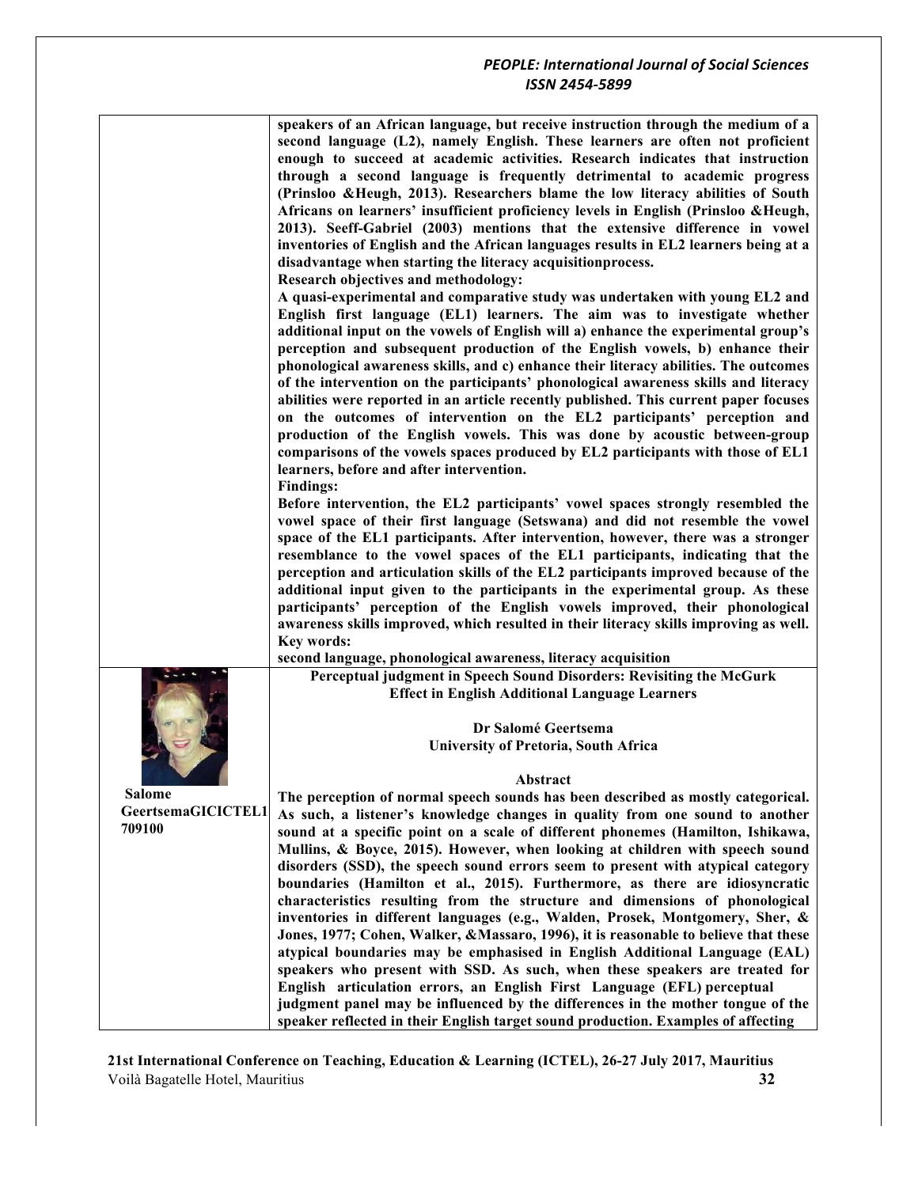**speakers of an African language, but receive instruction through the medium of a second language (L2), namely English. These learners are often not proficient enough to succeed at academic activities. Research indicates that instruction through a second language is frequently detrimental to academic progress (Prinsloo &Heugh, 2013). Researchers blame the low literacy abilities of South Africans on learners' insufficient proficiency levels in English (Prinsloo &Heugh, 2013). Seeff-Gabriel (2003) mentions that the extensive difference in vowel inventories of English and the African languages results in EL2 learners being at a disadvantage when starting the literacy acquisitionprocess.**

**Research objectives and methodology:**

**A quasi-experimental and comparative study was undertaken with young EL2 and English first language (EL1) learners. The aim was to investigate whether additional input on the vowels of English will a) enhance the experimental group's perception and subsequent production of the English vowels, b) enhance their phonological awareness skills, and c) enhance their literacy abilities. The outcomes of the intervention on the participants' phonological awareness skills and literacy abilities were reported in an article recently published. This current paper focuses on the outcomes of intervention on the EL2 participants' perception and production of the English vowels. This was done by acoustic between-group comparisons of the vowels spaces produced by EL2 participants with those of EL1 learners, before and after intervention.**

**Findings:**

**Before intervention, the EL2 participants' vowel spaces strongly resembled the vowel space of their first language (Setswana) and did not resemble the vowel space of the EL1 participants. After intervention, however, there was a stronger resemblance to the vowel spaces of the EL1 participants, indicating that the perception and articulation skills of the EL2 participants improved because of the additional input given to the participants in the experimental group. As these participants' perception of the English vowels improved, their phonological awareness skills improved, which resulted in their literacy skills improving as well.**

**Key words:**

**second language, phonological awareness, literacy acquisition**

**Salome GeertsemaGICICTEL1709100**

## Perceptual judgment in Speech Sound Disorders: Revisiting the McGurk Effect in English Additional Language Learners

**Dr Salomé Geertsema**
**University of Pretoria, South Africa**

**Abstract**

**The perception of normal speech sounds has been described as mostly categorical. As such, a listener's knowledge changes in quality from one sound to another sound at a specific point on a scale of different phonemes (Hamilton, Ishikawa, Mullins, & Boyce, 2015). However, when looking at children with speech sound disorders (SSD), the speech sound errors seem to present with atypical category boundaries (Hamilton et al., 2015). Furthermore, as there are idiosyncratic characteristics resulting from the structure and dimensions of phonological inventories in different languages (e.g., Walden, Prosek, Montgomery, Sher, & Jones, 1977; Cohen, Walker, &Massaro, 1996), it is reasonable to believe that these atypical boundaries may be emphasised in English Additional Language (EAL) speakers who present with SSD. As such, when these speakers are treated for English articulation errors, an English First Language (EFL) perceptual judgment panel may be influenced by the differences in the mother tongue of the speaker reflected in their English target sound production. Examples of affecting**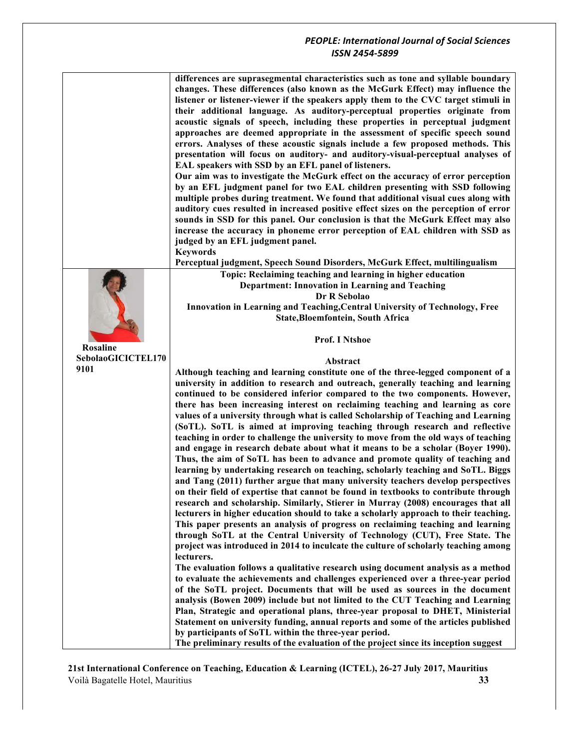**differences are suprasegmental characteristics such as tone and syllable boundary changes. These differences (also known as the McGurk Effect) may influence the listener or listener-viewer if the speakers apply them to the CVC target stimuli in their additional language. As auditory-perceptual properties originate from acoustic signals of speech, including these properties in perceptual judgment approaches are deemed appropriate in the assessment of specific speech sound errors. Analyses of these acoustic signals include a few proposed methods. This presentation will focus on auditory- and auditory-visual-perceptual analyses of EAL speakers with SSD by an EFL panel of listeners.**

**Our aim was to investigate the McGurk effect on the accuracy of error perception by an EFL judgment panel for two EAL children presenting with SSD following multiple probes during treatment. We found that additional visual cues along with auditory cues resulted in increased positive effect sizes on the perception of error sounds in SSD for this panel. Our conclusion is that the McGurk Effect may also increase the accuracy in phoneme error perception of EAL children with SSD as judged by an EFL judgment panel.**

**Keywords**

**Perceptual judgment, Speech Sound Disorders, McGurk Effect, multilingualism**

---

**Rosaline SebolaoGICICTEL1709101**

**Topic: Reclaiming teaching and learning in higher education**

**Department: Innovation in Learning and Teaching**

**Dr R Sebolao**

**Innovation in Learning and Teaching,Central University of Technology, Free State,Bloemfontein, South Africa**

**Prof. I Ntshoe**

**Abstract**

**Although teaching and learning constitute one of the three-legged component of a university in addition to research and outreach, generally teaching and learning continued to be considered inferior compared to the two components. However, there has been increasing interest on reclaiming teaching and learning as core values of a university through what is called Scholarship of Teaching and Learning (SoTL). SoTL is aimed at improving teaching through research and reflective teaching in order to challenge the university to move from the old ways of teaching and engage in research debate about what it means to be a scholar (Boyer 1990). Thus, the aim of SoTL has been to advance and promote quality of teaching and learning by undertaking research on teaching, scholarly teaching and SoTL. Biggs and Tang (2011) further argue that many university teachers develop perspectives on their field of expertise that cannot be found in textbooks to contribute through research and scholarship. Similarly, Stierer in Murray (2008) encourages that all lecturers in higher education should to take a scholarly approach to their teaching. This paper presents an analysis of progress on reclaiming teaching and learning through SoTL at the Central University of Technology (CUT), Free State. The project was introduced in 2014 to inculcate the culture of scholarly teaching among lecturers.**

**The evaluation follows a qualitative research using document analysis as a method to evaluate the achievements and challenges experienced over a three-year period of the SoTL project. Documents that will be used as sources in the document analysis (Bowen 2009) include but not limited to the CUT Teaching and Learning Plan, Strategic and operational plans, three-year proposal to DHET, Ministerial Statement on university funding, annual reports and some of the articles published by participants of SoTL within the three-year period.**

**The preliminary results of the evaluation of the project since its inception suggest**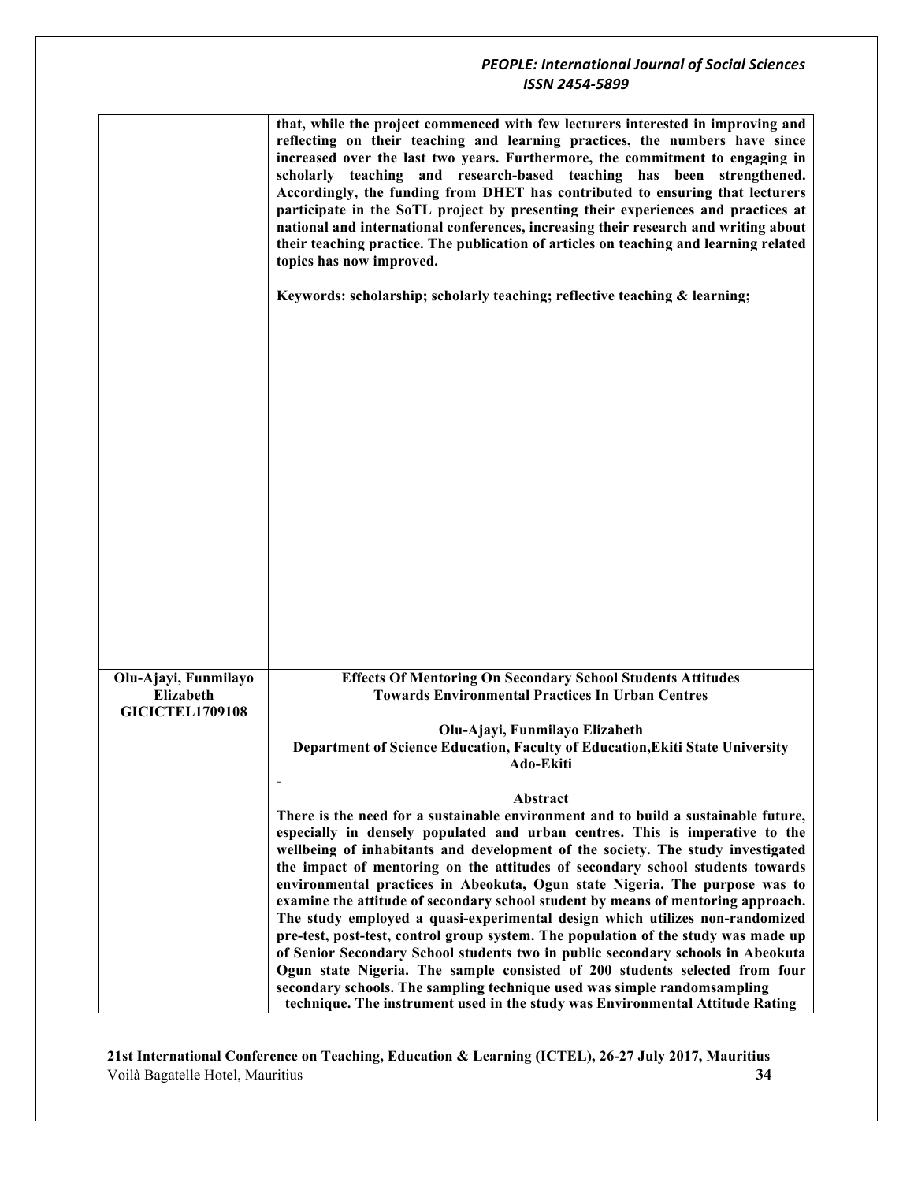**that, while the project commenced with few lecturers interested in improving and reflecting on their teaching and learning practices, the numbers have since increased over the last two years. Furthermore, the commitment to engaging in scholarly teaching and research-based teaching has been strengthened. Accordingly, the funding from DHET has contributed to ensuring that lecturers participate in the SoTL project by presenting their experiences and practices at national and international conferences, increasing their research and writing about their teaching practice. The publication of articles on teaching and learning related topics has now improved.**

**Keywords: scholarship; scholarly teaching; reflective teaching & learning;**

---

**Olu-Ajayi, Funmilayo Elizabeth**
**GICICTEL1709108**

## Effects Of Mentoring On Secondary School Students Attitudes Towards Environmental Practices In Urban Centres

**Olu-Ajayi, Funmilayo Elizabeth**
**Department of Science Education, Faculty of Education,Ekiti State University Ado-Ekiti**

-

### Abstract

**There is the need for a sustainable environment and to build a sustainable future, especially in densely populated and urban centres. This is imperative to the wellbeing of inhabitants and development of the society. The study investigated the impact of mentoring on the attitudes of secondary school students towards environmental practices in Abeokuta, Ogun state Nigeria. The purpose was to examine the attitude of secondary school student by means of mentoring approach. The study employed a quasi-experimental design which utilizes non-randomized pre-test, post-test, control group system. The population of the study was made up of Senior Secondary School students two in public secondary schools in Abeokuta Ogun state Nigeria. The sample consisted of 200 students selected from four secondary schools. The sampling technique used was simple randomsampling technique. The instrument used in the study was Environmental Attitude Rating**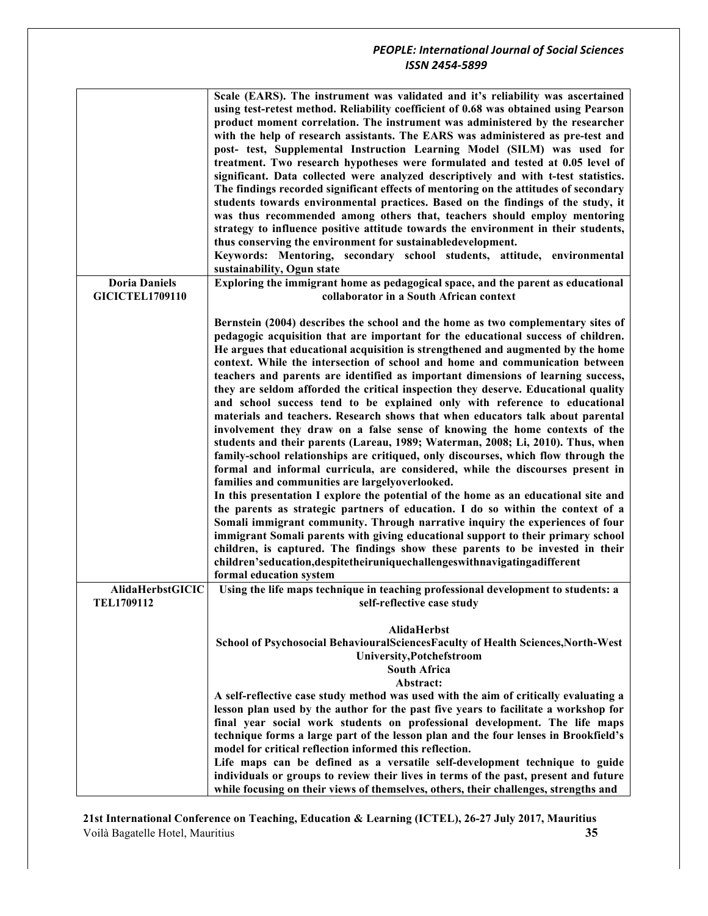| | |
|---|---|
| | **Scale (EARS). The instrument was validated and it's reliability was ascertained using test-retest method. Reliability coefficient of 0.68 was obtained using Pearson product moment correlation. The instrument was administered by the researcher with the help of research assistants. The EARS was administered as pre-test and post- test, Supplemental Instruction Learning Model (SILM) was used for treatment. Two research hypotheses were formulated and tested at 0.05 level of significant. Data collected were analyzed descriptively and with t-test statistics. The findings recorded significant effects of mentoring on the attitudes of secondary students towards environmental practices. Based on the findings of the study, it was thus recommended among others that, teachers should employ mentoring strategy to influence positive attitude towards the environment in their students, thus conserving the environment for sustainabledevelopment.**<br>**Keywords: Mentoring, secondary school students, attitude, environmental sustainability, Ogun state** |
| **Doria Daniels GICICTEL1709110** | **Exploring the immigrant home as pedagogical space, and the parent as educational collaborator in a South African context**<br><br>**Bernstein (2004) describes the school and the home as two complementary sites of pedagogic acquisition that are important for the educational success of children. He argues that educational acquisition is strengthened and augmented by the home context. While the intersection of school and home and communication between teachers and parents are identified as important dimensions of learning success, they are seldom afforded the critical inspection they deserve. Educational quality and school success tend to be explained only with reference to educational materials and teachers. Research shows that when educators talk about parental involvement they draw on a false sense of knowing the home contexts of the students and their parents (Lareau, 1989; Waterman, 2008; Li, 2010). Thus, when family-school relationships are critiqued, only discourses, which flow through the formal and informal curricula, are considered, while the discourses present in families and communities are largelyoverlooked.**<br>**In this presentation I explore the potential of the home as an educational site and the parents as strategic partners of education. I do so within the context of a Somali immigrant community. Through narrative inquiry the experiences of four immigrant Somali parents with giving educational support to their primary school children, is captured. The findings show these parents to be invested in their children'seducation,despitetheiruniquechallengeswithnavigatingadifferent formal education system** |
| **AlidaHerbstGICIC TEL1709112** | **Using the life maps technique in teaching professional development to students: a self-reflective case study**<br><br>**AlidaHerbst**<br>**School of Psychosocial BehaviouralSciencesFaculty of Health Sciences,North-West University,Potchefstroom**<br>**South Africa**<br>**Abstract:**<br>**A self-reflective case study method was used with the aim of critically evaluating a lesson plan used by the author for the past five years to facilitate a workshop for final year social work students on professional development. The life maps technique forms a large part of the lesson plan and the four lenses in Brookfield's model for critical reflection informed this reflection.**<br>**Life maps can be defined as a versatile self-development technique to guide individuals or groups to review their lives in terms of the past, present and future while focusing on their views of themselves, others, their challenges, strengths and** |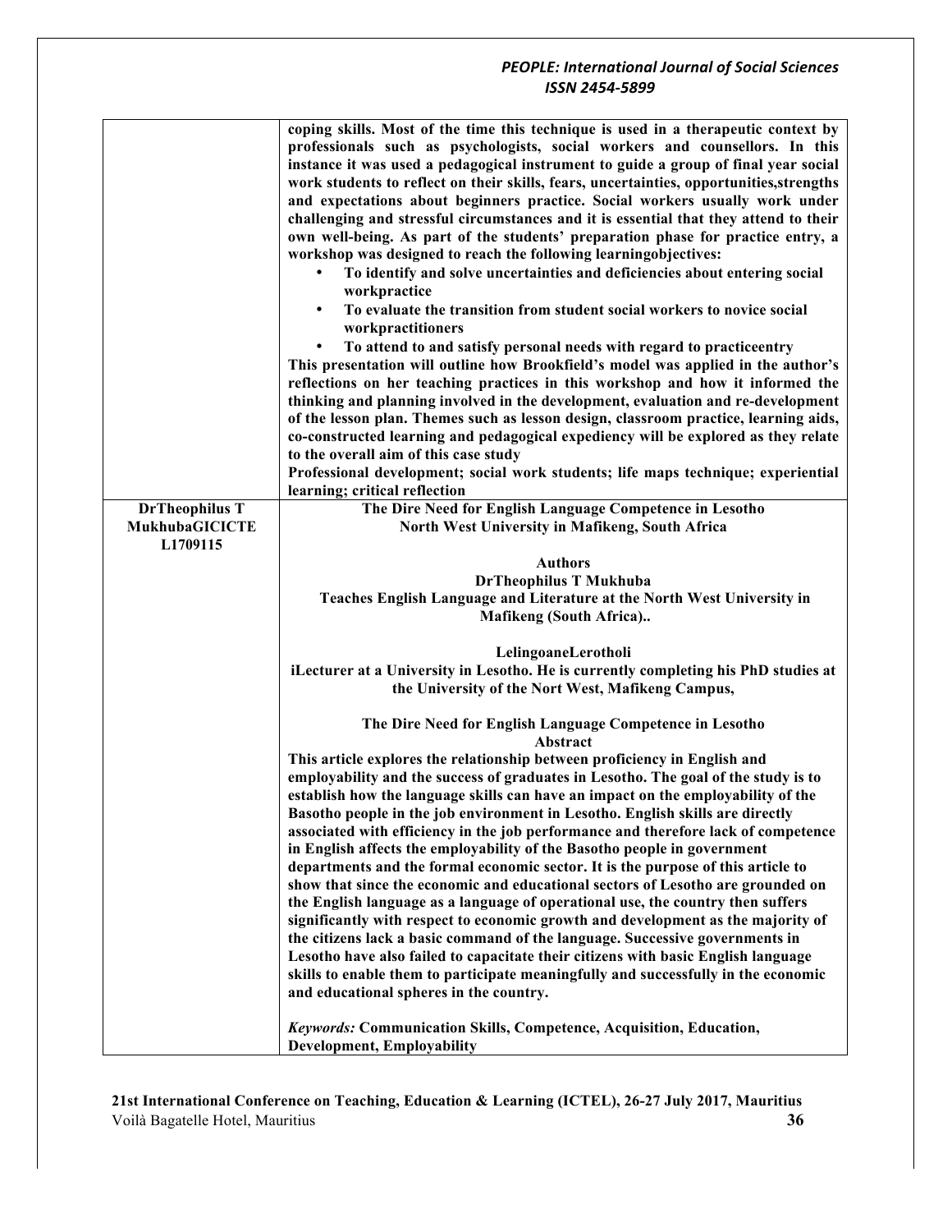| | |
|---|---|
| | **coping skills. Most of the time this technique is used in a therapeutic context by professionals such as psychologists, social workers and counsellors. In this instance it was used a pedagogical instrument to guide a group of final year social work students to reflect on their skills, fears, uncertainties, opportunities,strengths and expectations about beginners practice. Social workers usually work under challenging and stressful circumstances and it is essential that they attend to their own well-being. As part of the students' preparation phase for practice entry, a workshop was designed to reach the following learningobjectives:**<br>• **To identify and solve uncertainties and deficiencies about entering social workpractice**<br>• **To evaluate the transition from student social workers to novice social workpractitioners**<br>• **To attend to and satisfy personal needs with regard to practiceentry**<br>**This presentation will outline how Brookfield's model was applied in the author's reflections on her teaching practices in this workshop and how it informed the thinking and planning involved in the development, evaluation and re-development of the lesson plan. Themes such as lesson design, classroom practice, learning aids, co-constructed learning and pedagogical expediency will be explored as they relate to the overall aim of this case study**<br>**Professional development; social work students; life maps technique; experiential learning; critical reflection** |
| **DrTheophilus T MukhubaGICICTE L1709115** | **The Dire Need for English Language Competence in Lesotho**<br>**North West University in Mafikeng, South Africa**<br><br>**Authors**<br>**DrTheophilus T Mukhuba**<br>**Teaches English Language and Literature at the North West University in Mafikeng (South Africa)..**<br><br>**LelingoaneLerotholi**<br>**iLecturer at a University in Lesotho. He is currently completing his PhD studies at the University of the Nort West, Mafikeng Campus,**<br><br>**The Dire Need for English Language Competence in Lesotho**<br>**Abstract**<br>**This article explores the relationship between proficiency in English and employability and the success of graduates in Lesotho. The goal of the study is to establish how the language skills can have an impact on the employability of the Basotho people in the job environment in Lesotho. English skills are directly associated with efficiency in the job performance and therefore lack of competence in English affects the employability of the Basotho people in government departments and the formal economic sector. It is the purpose of this article to show that since the economic and educational sectors of Lesotho are grounded on the English language as a language of operational use, the country then suffers significantly with respect to economic growth and development as the majority of the citizens lack a basic command of the language. Successive governments in Lesotho have also failed to capacitate their citizens with basic English language skills to enable them to participate meaningfully and successfully in the economic and educational spheres in the country.**<br><br>***Keywords:*** **Communication Skills, Competence, Acquisition, Education, Development, Employability** |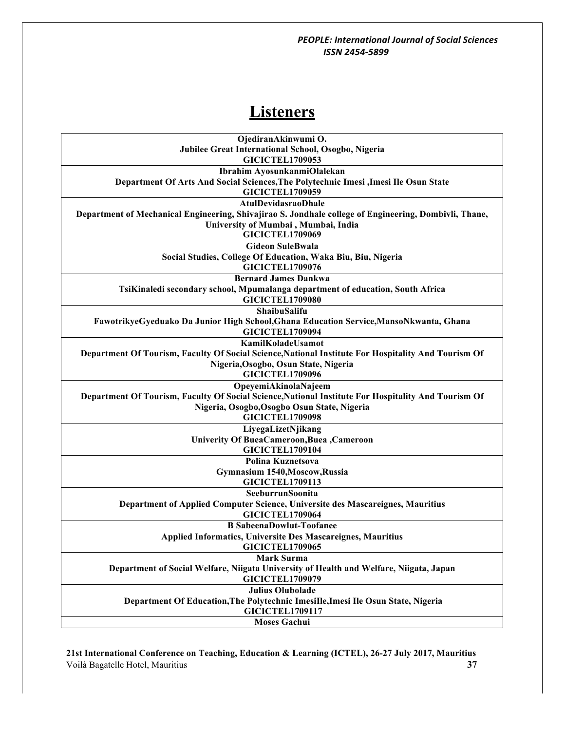# Listeners

| |
|---|
| **OjediranAkinwumi O.**<br>**Jubilee Great International School, Osogbo, Nigeria**<br>**GICICTEL1709053** |
| **Ibrahim AyosunkanmiOlalekan**<br>**Department Of Arts And Social Sciences,The Polytechnic Imesi ,Imesi Ile Osun State**<br>**GICICTEL1709059** |
| **AtulDevidasraoDhale**<br>**Department of Mechanical Engineering, Shivajirao S. Jondhale college of Engineering, Dombivli, Thane, University of Mumbai , Mumbai, India**<br>**GICICTEL1709069** |
| **Gideon SuleBwala**<br>**Social Studies, College Of Education, Waka Biu, Biu, Nigeria**<br>**GICICTEL1709076** |
| **Bernard James Dankwa**<br>**TsiKinaledi secondary school, Mpumalanga department of education, South Africa**<br>**GICICTEL1709080** |
| **ShaibuSalifu**<br>**FawotrikyeGyeduako Da Junior High School,Ghana Education Service,MansoNkwanta, Ghana**<br>**GICICTEL1709094** |
| **KamilKoladeUsamot**<br>**Department Of Tourism, Faculty Of Social Science,National Institute For Hospitality And Tourism Of Nigeria,Osogbo, Osun State, Nigeria**<br>**GICICTEL1709096** |
| **OpeyemiAkinolaNajeem**<br>**Department Of Tourism, Faculty Of Social Science,National Institute For Hospitality And Tourism Of Nigeria, Osogbo,Osogbo Osun State, Nigeria**<br>**GICICTEL1709098** |
| **LiyegaLizetNjikang**<br>**Univerity Of BueaCameroon,Buea ,Cameroon**<br>**GICICTEL1709104** |
| **Polina Kuznetsova**<br>**Gymnasium 1540,Moscow,Russia**<br>**GICICTEL1709113** |
| **SeeburrunSoonita**<br>**Department of Applied Computer Science, Universite des Mascareignes, Mauritius**<br>**GICICTEL1709064** |
| **B SabeenaDowlut-Toofanee**<br>**Applied Informatics, Universite Des Mascareignes, Mauritius**<br>**GICICTEL1709065** |
| **Mark Surma**<br>**Department of Social Welfare, Niigata University of Health and Welfare, Niigata, Japan**<br>**GICICTEL1709079** |
| **Julius Olubolade**<br>**Department Of Education,The Polytechnic ImesiIle,Imesi Ile Osun State, Nigeria**<br>**GICICTEL1709117** |
| **Moses Gachui** |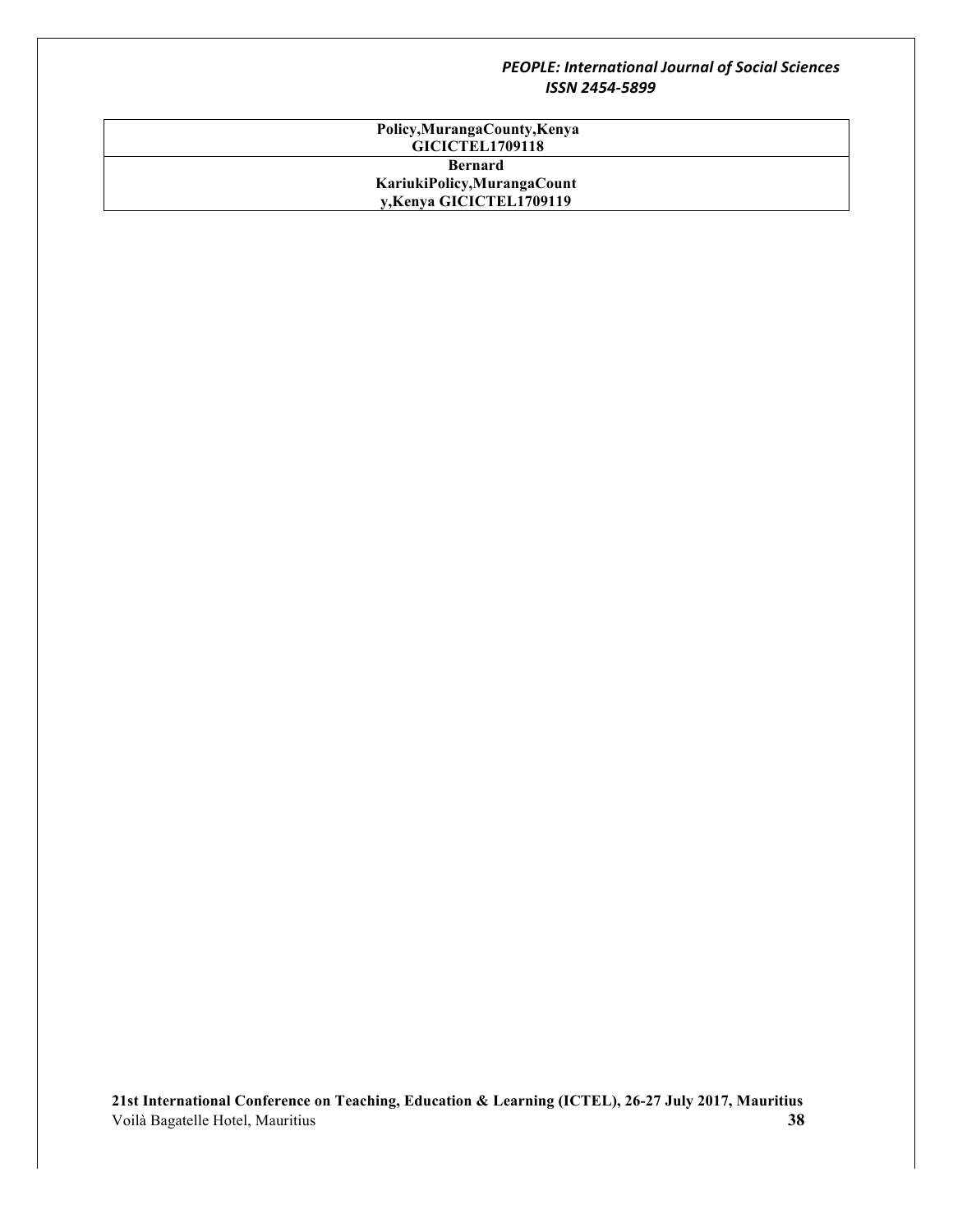| |
|---|
| **Policy,MurangaCounty,Kenya GICICTEL1709118** |
| **Bernard KariukiPolicy,MurangaCounty,Kenya GICICTEL1709119** |